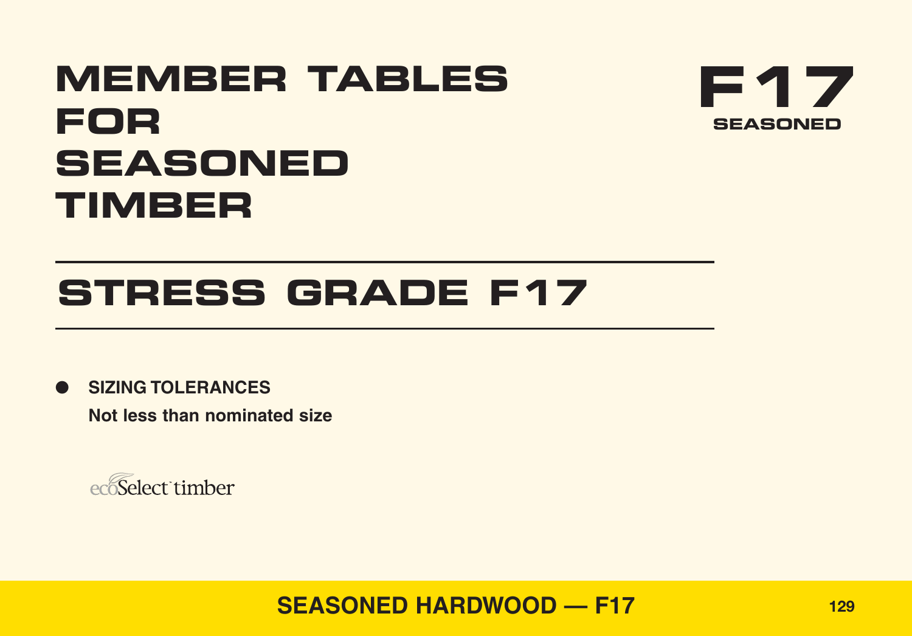# MEMBER TABLES FOR SEASONED TIMBER

**F17**
**SEASONED**

## STRESS GRADE F17

- **SIZING TOLERANCES**
  **Not less than nominated size**

ecoSelect timber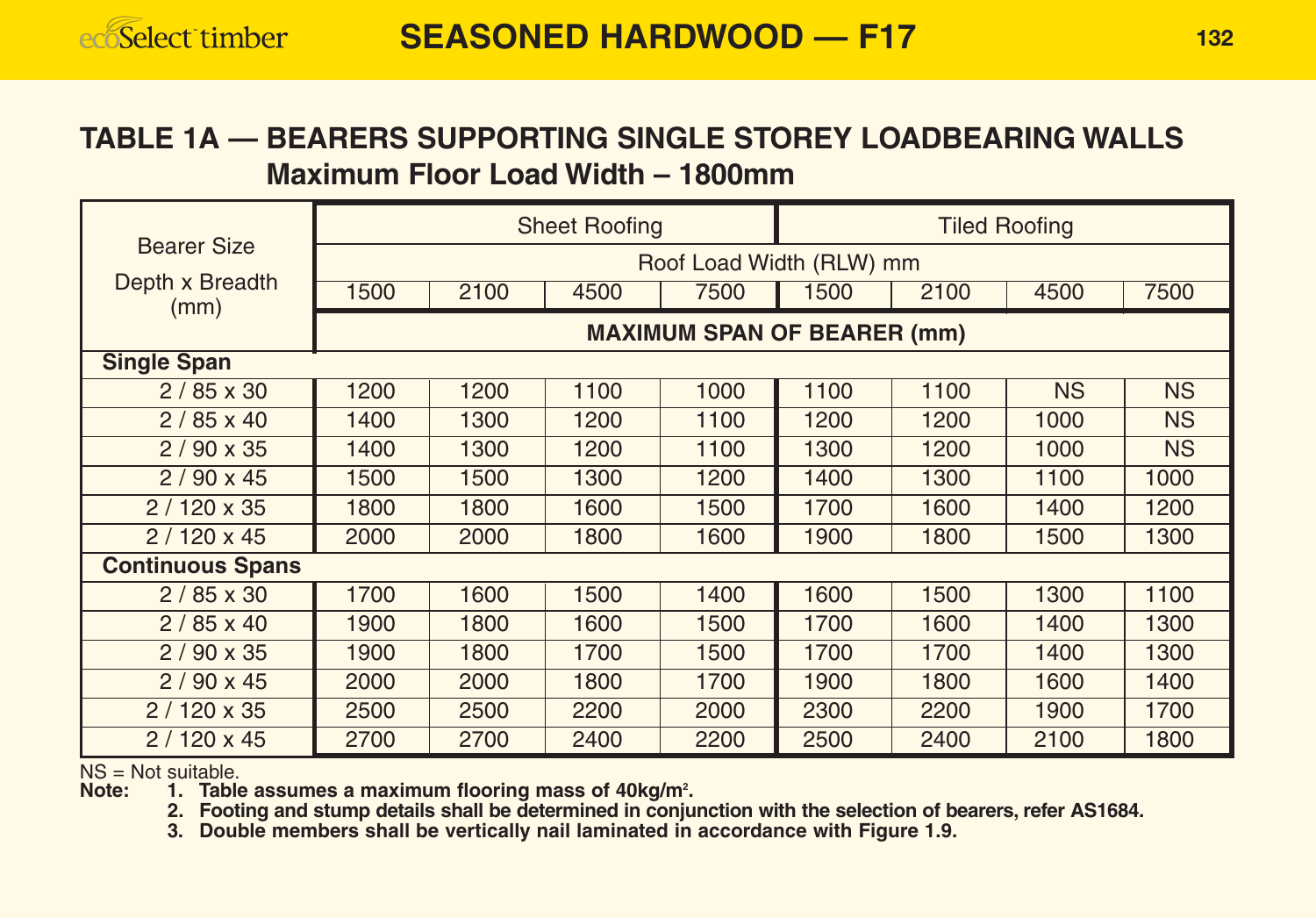## SEASONED HARDWOOD — F17

### TABLE 1A — BEARERS SUPPORTING SINGLE STOREY LOADBEARING WALLS Maximum Floor Load Width – 1800mm

| Bearer Size Depth x Breadth (mm) | Sheet Roofing | | | | Tiled Roofing | | | |
|---|---|---|---|---|---|---|---|---|
| | Roof Load Width (RLW) mm | | | | | | | |
| | 1500 | 2100 | 4500 | 7500 | 1500 | 2100 | 4500 | 7500 |
| | MAXIMUM SPAN OF BEARER (mm) | | | | | | | |
| **Single Span** | | | | | | | | |
| 2 / 85 x 30 | 1200 | 1200 | 1100 | 1000 | 1100 | 1100 | NS | NS |
| 2 / 85 x 40 | 1400 | 1300 | 1200 | 1100 | 1200 | 1200 | 1000 | NS |
| 2 / 90 x 35 | 1400 | 1300 | 1200 | 1100 | 1300 | 1200 | 1000 | NS |
| 2 / 90 x 45 | 1500 | 1500 | 1300 | 1200 | 1400 | 1300 | 1100 | 1000 |
| 2 / 120 x 35 | 1800 | 1800 | 1600 | 1500 | 1700 | 1600 | 1400 | 1200 |
| 2 / 120 x 45 | 2000 | 2000 | 1800 | 1600 | 1900 | 1800 | 1500 | 1300 |
| **Continuous Spans** | | | | | | | | |
| 2 / 85 x 30 | 1700 | 1600 | 1500 | 1400 | 1600 | 1500 | 1300 | 1100 |
| 2 / 85 x 40 | 1900 | 1800 | 1600 | 1500 | 1700 | 1600 | 1400 | 1300 |
| 2 / 90 x 35 | 1900 | 1800 | 1700 | 1500 | 1700 | 1700 | 1400 | 1300 |
| 2 / 90 x 45 | 2000 | 2000 | 1800 | 1700 | 1900 | 1800 | 1600 | 1400 |
| 2 / 120 x 35 | 2500 | 2500 | 2200 | 2000 | 2300 | 2200 | 1900 | 1700 |
| 2 / 120 x 45 | 2700 | 2700 | 2400 | 2200 | 2500 | 2400 | 2100 | 1800 |

NS = Not suitable.

**Note:**

1. **Table assumes a maximum flooring mass of 40kg/m$^2$.**
2. **Footing and stump details shall be determined in conjunction with the selection of bearers, refer AS1684.**
3. **Double members shall be vertically nail laminated in accordance with Figure 1.9.**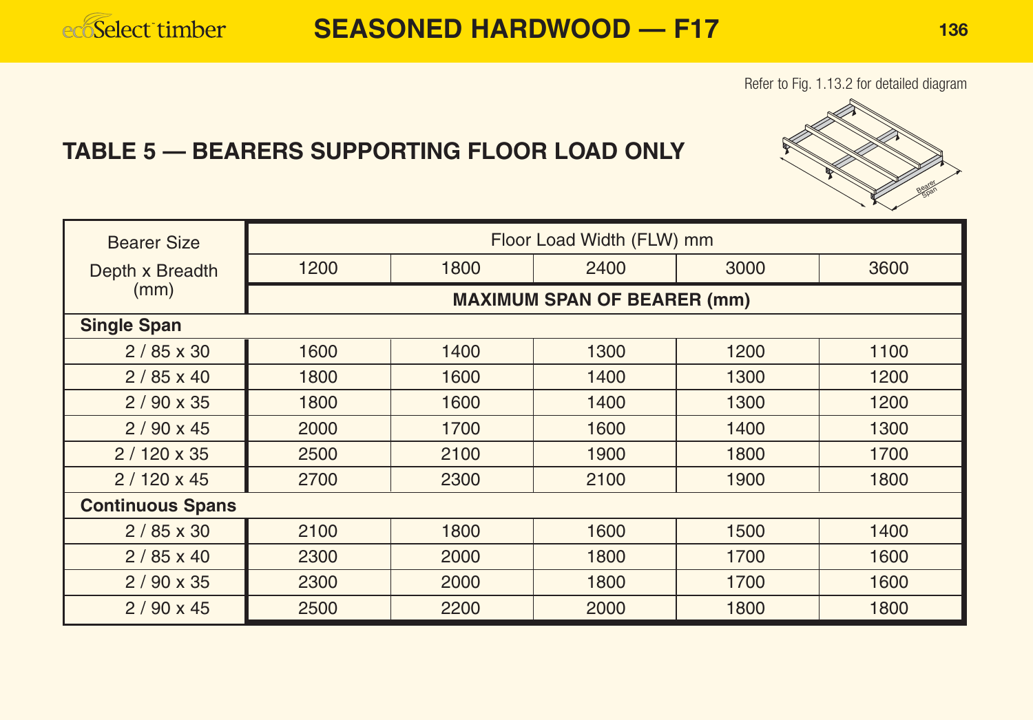# SEASONED HARDWOOD — F17

Refer to Fig. 1.13.2 for detailed diagram

## TABLE 5 — BEARERS SUPPORTING FLOOR LOAD ONLY

| Bearer Size Depth x Breadth (mm) | Floor Load Width (FLW) mm | | | | |
|---|---|---|---|---|---|
| | 1200 | 1800 | 2400 | 3000 | 3600 |
| | MAXIMUM SPAN OF BEARER (mm) | | | | |
| **Single Span** | | | | | |
| 2 / 85 x 30 | 1600 | 1400 | 1300 | 1200 | 1100 |
| 2 / 85 x 40 | 1800 | 1600 | 1400 | 1300 | 1200 |
| 2 / 90 x 35 | 1800 | 1600 | 1400 | 1300 | 1200 |
| 2 / 90 x 45 | 2000 | 1700 | 1600 | 1400 | 1300 |
| 2 / 120 x 35 | 2500 | 2100 | 1900 | 1800 | 1700 |
| 2 / 120 x 45 | 2700 | 2300 | 2100 | 1900 | 1800 |
| **Continuous Spans** | | | | | |
| 2 / 85 x 30 | 2100 | 1800 | 1600 | 1500 | 1400 |
| 2 / 85 x 40 | 2300 | 2000 | 1800 | 1700 | 1600 |
| 2 / 90 x 35 | 2300 | 2000 | 1800 | 1700 | 1600 |
| 2 / 90 x 45 | 2500 | 2200 | 2000 | 1800 | 1800 |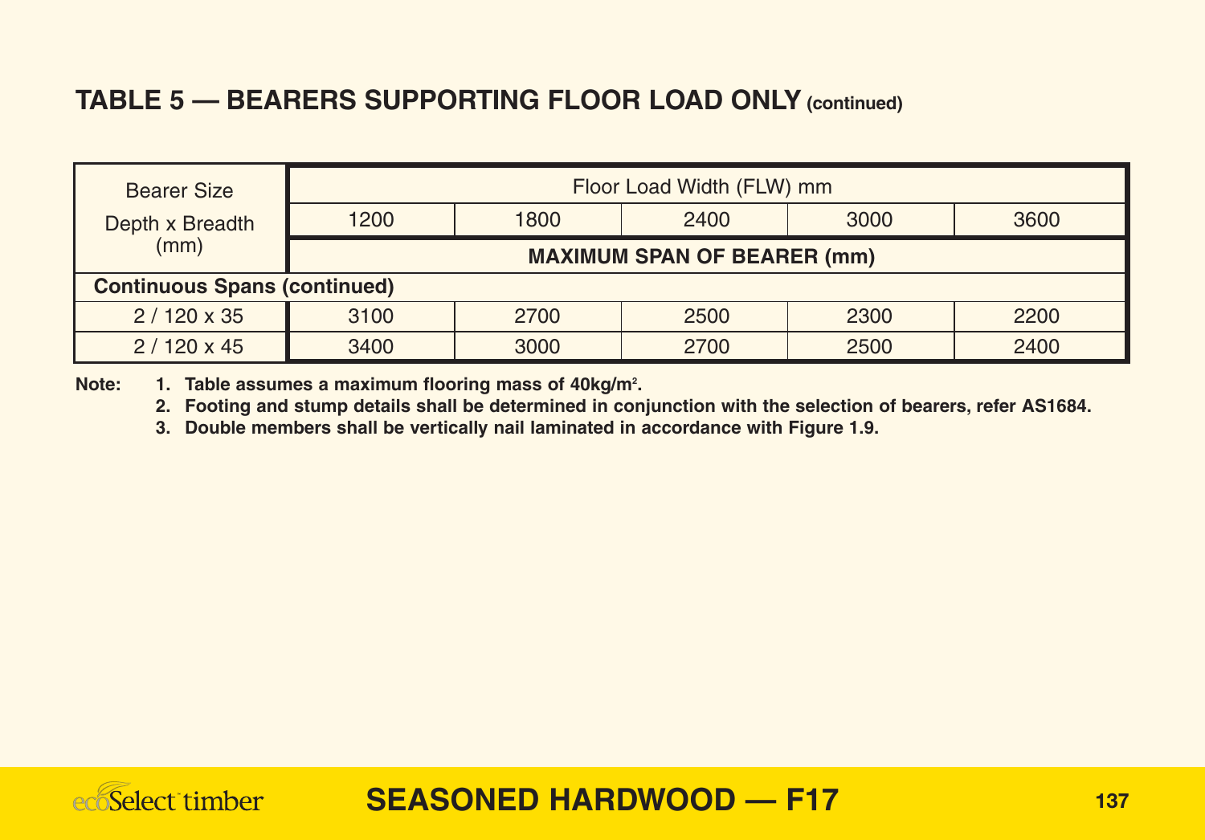## TABLE 5 — BEARERS SUPPORTING FLOOR LOAD ONLY (continued)

| Bearer Size Depth x Breadth (mm) | Floor Load Width (FLW) mm | | | | |
|---|---|---|---|---|---|
| | 1200 | 1800 | 2400 | 3000 | 3600 |
| | **MAXIMUM SPAN OF BEARER (mm)** | | | | |
| **Continuous Spans (continued)** | | | | | |
| 2 / 120 x 35 | 3100 | 2700 | 2500 | 2300 | 2200 |
| 2 / 120 x 45 | 3400 | 3000 | 2700 | 2500 | 2400 |

**Note:**

1. **Table assumes a maximum flooring mass of 40kg/m².**
2. **Footing and stump details shall be determined in conjunction with the selection of bearers, refer AS1684.**
3. **Double members shall be vertically nail laminated in accordance with Figure 1.9.**

**SEASONED HARDWOOD — F17**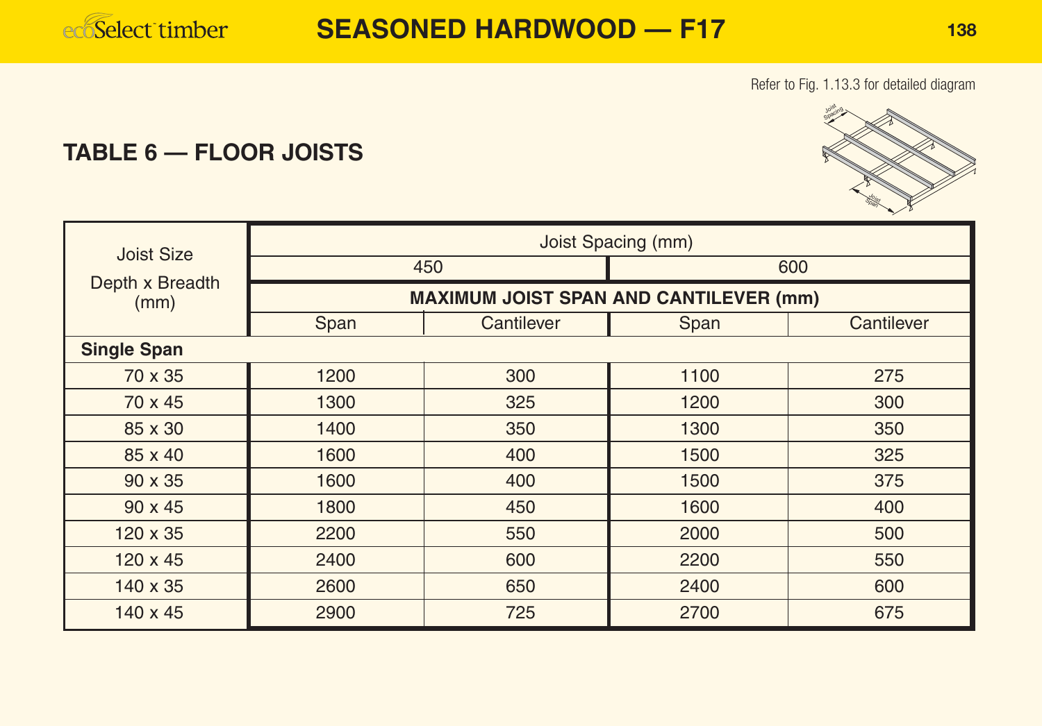# SEASONED HARDWOOD — F17

Refer to Fig. 1.13.3 for detailed diagram

## TABLE 6 — FLOOR JOISTS

| Joist Size Depth x Breadth (mm) | Joist Spacing (mm) | | | |
|---|---|---|---|---|
| | 450 | | 600 | |
| | MAXIMUM JOIST SPAN AND CANTILEVER (mm) | | | |
| | Span | Cantilever | Span | Cantilever |
| **Single Span** | | | | |
| 70 x 35 | 1200 | 300 | 1100 | 275 |
| 70 x 45 | 1300 | 325 | 1200 | 300 |
| 85 x 30 | 1400 | 350 | 1300 | 350 |
| 85 x 40 | 1600 | 400 | 1500 | 325 |
| 90 x 35 | 1600 | 400 | 1500 | 375 |
| 90 x 45 | 1800 | 450 | 1600 | 400 |
| 120 x 35 | 2200 | 550 | 2000 | 500 |
| 120 x 45 | 2400 | 600 | 2200 | 550 |
| 140 x 35 | 2600 | 650 | 2400 | 600 |
| 140 x 45 | 2900 | 725 | 2700 | 675 |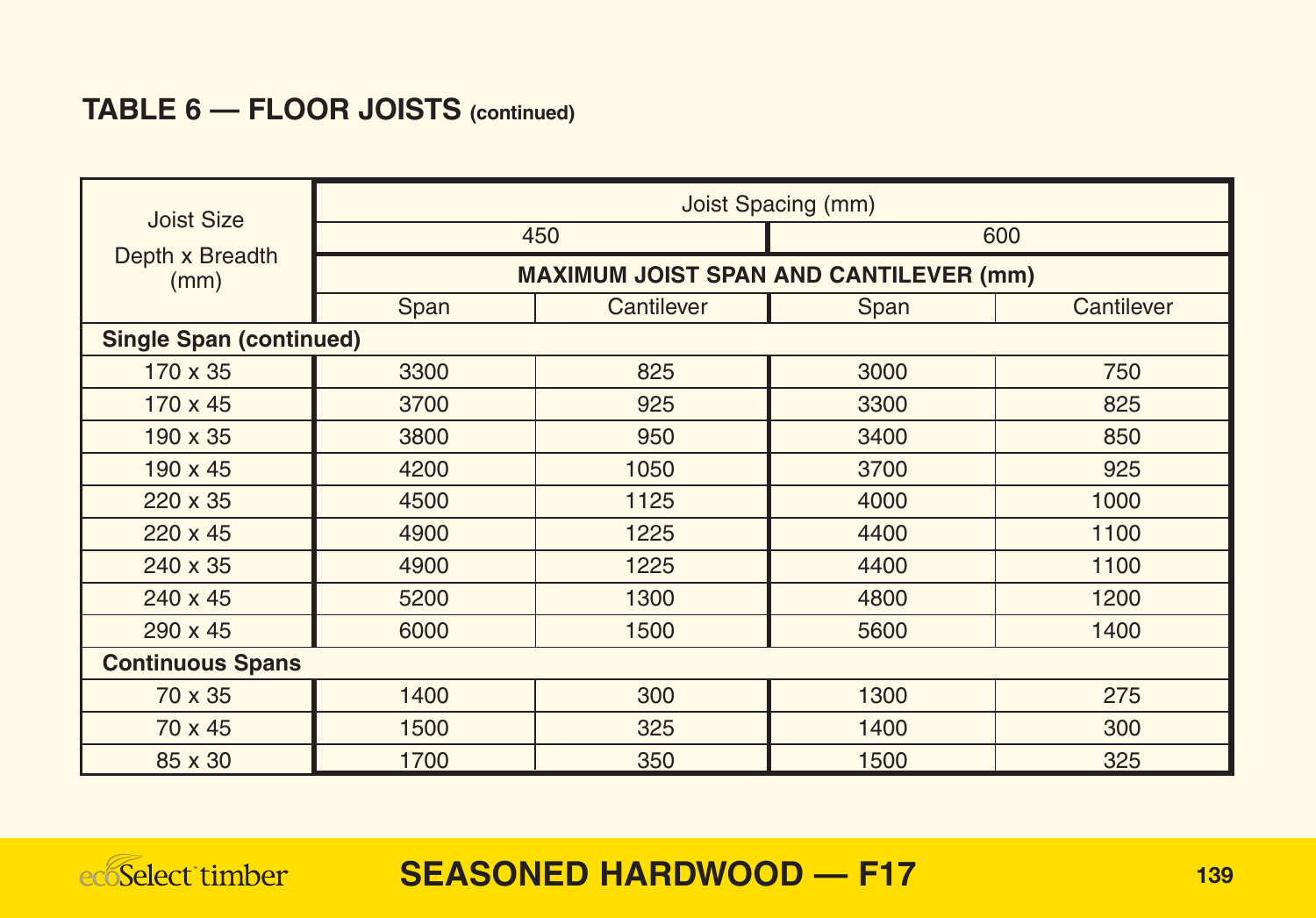## TABLE 6 — FLOOR JOISTS (continued)

| Joist Size Depth x Breadth (mm) | Joist Spacing (mm) | | | |
|---|---|---|---|---|
| | 450 | | 600 | |
| | MAXIMUM JOIST SPAN AND CANTILEVER (mm) | | | |
| | Span | Cantilever | Span | Cantilever |
| **Single Span (continued)** | | | | |
| 170 x 35 | 3300 | 825 | 3000 | 750 |
| 170 x 45 | 3700 | 925 | 3300 | 825 |
| 190 x 35 | 3800 | 950 | 3400 | 850 |
| 190 x 45 | 4200 | 1050 | 3700 | 925 |
| 220 x 35 | 4500 | 1125 | 4000 | 1000 |
| 220 x 45 | 4900 | 1225 | 4400 | 1100 |
| 240 x 35 | 4900 | 1225 | 4400 | 1100 |
| 240 x 45 | 5200 | 1300 | 4800 | 1200 |
| 290 x 45 | 6000 | 1500 | 5600 | 1400 |
| **Continuous Spans** | | | | |
| 70 x 35 | 1400 | 300 | 1300 | 275 |
| 70 x 45 | 1500 | 325 | 1400 | 300 |
| 85 x 30 | 1700 | 350 | 1500 | 325 |

**SEASONED HARDWOOD — F17**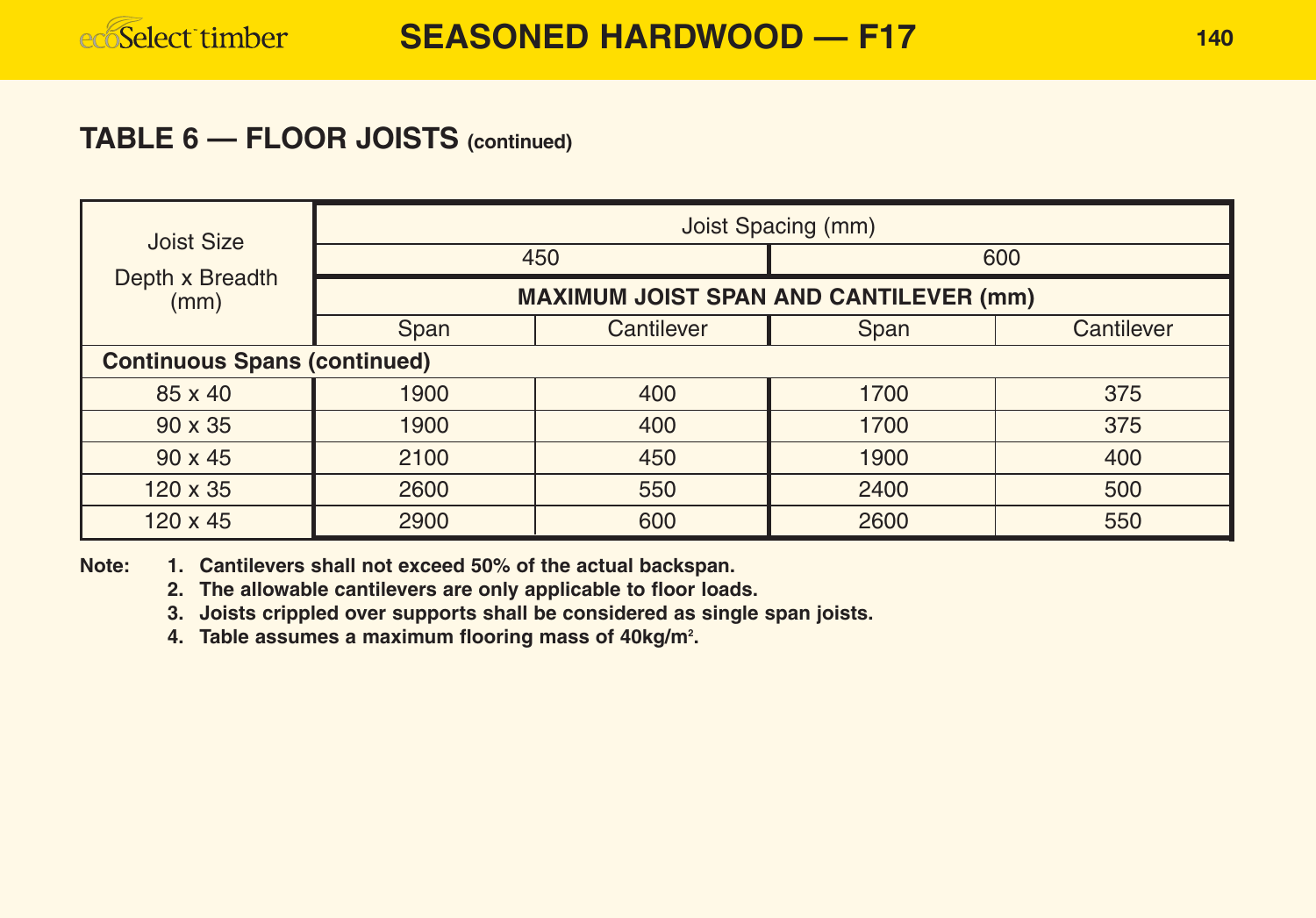## TABLE 6 — FLOOR JOISTS (continued)

| Joist Size Depth x Breadth (mm) | Joist Spacing (mm) | | | |
|---|---|---|---|---|
| | 450 | | 600 | |
| | MAXIMUM JOIST SPAN AND CANTILEVER (mm) | | | |
| | Span | Cantilever | Span | Cantilever |
| **Continuous Spans (continued)** | | | | |
| 85 x 40 | 1900 | 400 | 1700 | 375 |
| 90 x 35 | 1900 | 400 | 1700 | 375 |
| 90 x 45 | 2100 | 450 | 1900 | 400 |
| 120 x 35 | 2600 | 550 | 2400 | 500 |
| 120 x 45 | 2900 | 600 | 2600 | 550 |

**Note:**

1. **Cantilevers shall not exceed 50% of the actual backspan.**
2. **The allowable cantilevers are only applicable to floor loads.**
3. **Joists crippled over supports shall be considered as single span joists.**
4. **Table assumes a maximum flooring mass of 40kg/m².**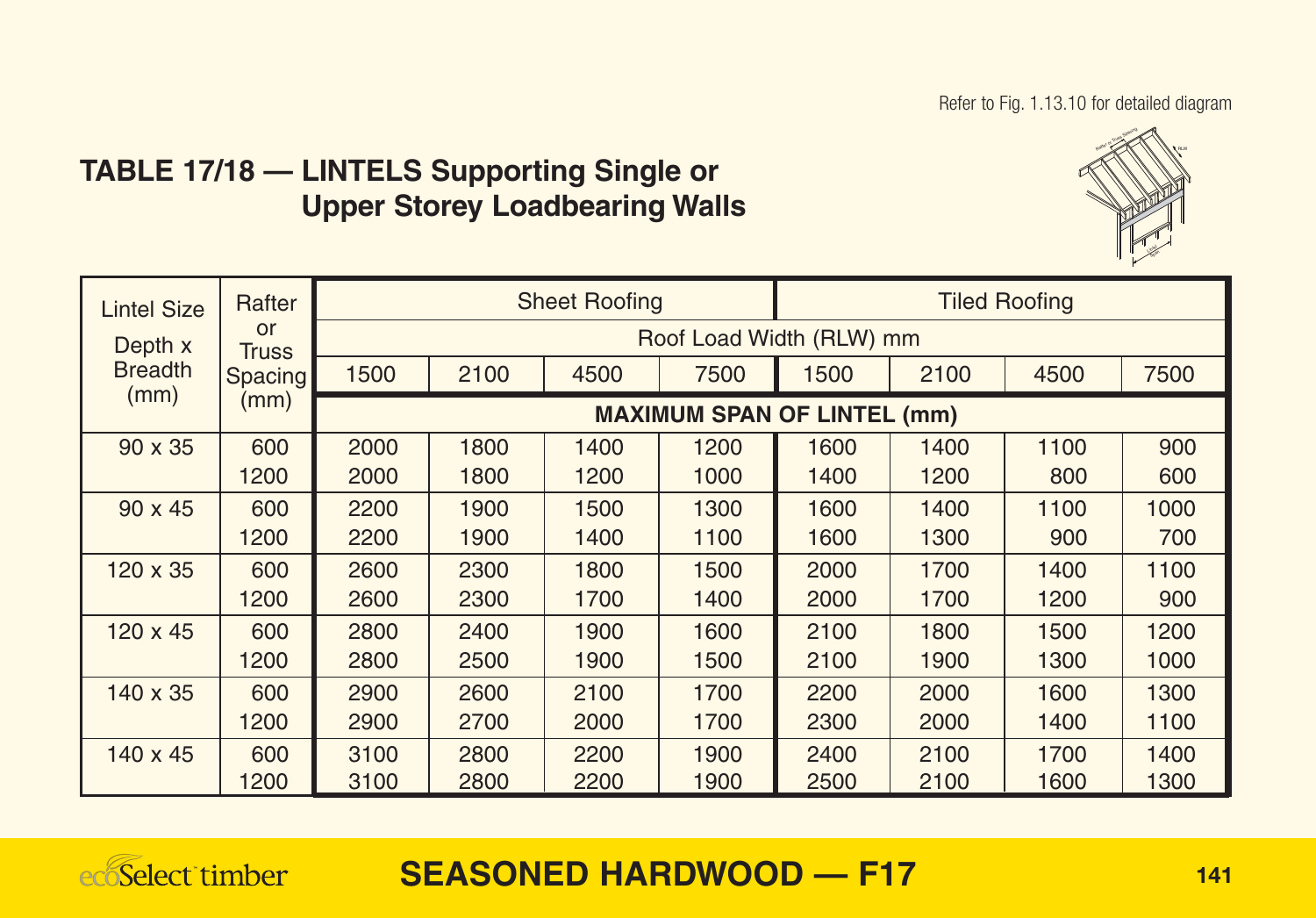Refer to Fig. 1.13.10 for detailed diagram

## TABLE 17/18 — LINTELS Supporting Single or Upper Storey Loadbearing Walls

| Lintel Size Depth x Breadth (mm) | Rafter or Truss Spacing (mm) | Sheet Roofing | | | | Tiled Roofing | | | |
|---|---|---|---|---|---|---|---|---|---|
| | | Roof Load Width (RLW) mm | | | | | | | |
| | | 1500 | 2100 | 4500 | 7500 | 1500 | 2100 | 4500 | 7500 |
| | | MAXIMUM SPAN OF LINTEL (mm) | | | | | | | |
| 90 x 35 | 600 | 2000 | 1800 | 1400 | 1200 | 1600 | 1400 | 1100 | 900 |
| | 1200 | 2000 | 1800 | 1200 | 1000 | 1400 | 1200 | 800 | 600 |
| 90 x 45 | 600 | 2200 | 1900 | 1500 | 1300 | 1600 | 1400 | 1100 | 1000 |
| | 1200 | 2200 | 1900 | 1400 | 1100 | 1600 | 1300 | 900 | 700 |
| 120 x 35 | 600 | 2600 | 2300 | 1800 | 1500 | 2000 | 1700 | 1400 | 1100 |
| | 1200 | 2600 | 2300 | 1700 | 1400 | 2000 | 1700 | 1200 | 900 |
| 120 x 45 | 600 | 2800 | 2400 | 1900 | 1600 | 2100 | 1800 | 1500 | 1200 |
| | 1200 | 2800 | 2500 | 1900 | 1500 | 2100 | 1900 | 1300 | 1000 |
| 140 x 35 | 600 | 2900 | 2600 | 2100 | 1700 | 2200 | 2000 | 1600 | 1300 |
| | 1200 | 2900 | 2700 | 2000 | 1700 | 2300 | 2000 | 1400 | 1100 |
| 140 x 45 | 600 | 3100 | 2800 | 2200 | 1900 | 2400 | 2100 | 1700 | 1400 |
| | 1200 | 3100 | 2800 | 2200 | 1900 | 2500 | 2100 | 1600 | 1300 |

ecoSelect timber

**SEASONED HARDWOOD — F17**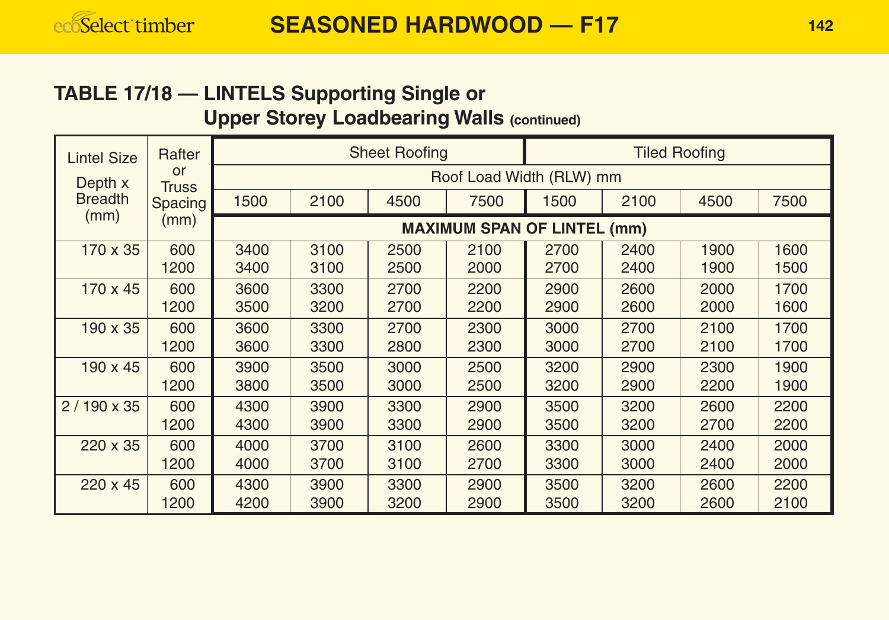## TABLE 17/18 — LINTELS Supporting Single or Upper Storey Loadbearing Walls (continued)

| Lintel Size Depth x Breadth (mm) | Rafter or Truss Spacing (mm) | Sheet Roofing | | | | Tiled Roofing | | | |
|---|---|---|---|---|---|---|---|---|---|
| | | Roof Load Width (RLW) mm | | | | | | | |
| | | 1500 | 2100 | 4500 | 7500 | 1500 | 2100 | 4500 | 7500 |
| | | MAXIMUM SPAN OF LINTEL (mm) | | | | | | | |
| 170 x 35 | 600 | 3400 | 3100 | 2500 | 2100 | 2700 | 2400 | 1900 | 1600 |
| | 1200 | 3400 | 3100 | 2500 | 2000 | 2700 | 2400 | 1900 | 1500 |
| 170 x 45 | 600 | 3600 | 3300 | 2700 | 2200 | 2900 | 2600 | 2000 | 1700 |
| | 1200 | 3500 | 3200 | 2700 | 2200 | 2900 | 2600 | 2000 | 1600 |
| 190 x 35 | 600 | 3600 | 3300 | 2700 | 2300 | 3000 | 2700 | 2100 | 1700 |
| | 1200 | 3600 | 3300 | 2800 | 2300 | 3000 | 2700 | 2100 | 1700 |
| 190 x 45 | 600 | 3900 | 3500 | 3000 | 2500 | 3200 | 2900 | 2300 | 1900 |
| | 1200 | 3800 | 3500 | 3000 | 2500 | 3200 | 2900 | 2200 | 1900 |
| 2 / 190 x 35 | 600 | 4300 | 3900 | 3300 | 2900 | 3500 | 3200 | 2600 | 2200 |
| | 1200 | 4300 | 3900 | 3300 | 2900 | 3500 | 3200 | 2700 | 2200 |
| 220 x 35 | 600 | 4000 | 3700 | 3100 | 2600 | 3300 | 3000 | 2400 | 2000 |
| | 1200 | 4000 | 3700 | 3100 | 2700 | 3300 | 3000 | 2400 | 2000 |
| 220 x 45 | 600 | 4300 | 3900 | 3300 | 2900 | 3500 | 3200 | 2600 | 2200 |
| | 1200 | 4200 | 3900 | 3200 | 2900 | 3500 | 3200 | 2600 | 2100 |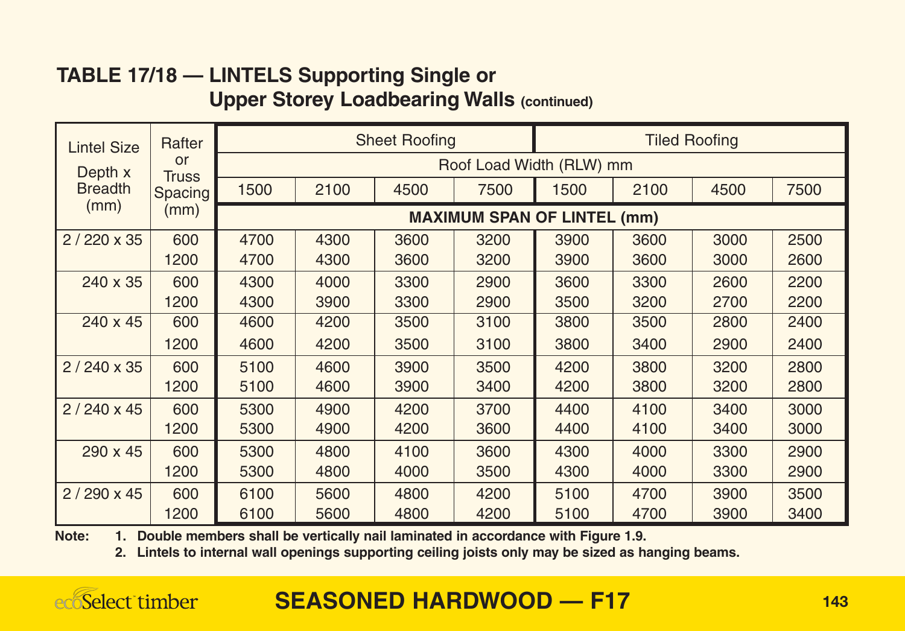## TABLE 17/18 — LINTELS Supporting Single or Upper Storey Loadbearing Walls (continued)

| Lintel Size Depth x Breadth (mm) | Rafter or Truss Spacing (mm) | Sheet Roofing | | | | Tiled Roofing | | | |
|---|---|---|---|---|---|---|---|---|---|
| | | Roof Load Width (RLW) mm | | | | | | | |
| | | 1500 | 2100 | 4500 | 7500 | 1500 | 2100 | 4500 | 7500 |
| | | MAXIMUM SPAN OF LINTEL (mm) | | | | | | | |
| 2 / 220 x 35 | 600 | 4700 | 4300 | 3600 | 3200 | 3900 | 3600 | 3000 | 2500 |
| | 1200 | 4700 | 4300 | 3600 | 3200 | 3900 | 3600 | 3000 | 2600 |
| 240 x 35 | 600 | 4300 | 4000 | 3300 | 2900 | 3600 | 3300 | 2600 | 2200 |
| | 1200 | 4300 | 3900 | 3300 | 2900 | 3500 | 3200 | 2700 | 2200 |
| 240 x 45 | 600 | 4600 | 4200 | 3500 | 3100 | 3800 | 3500 | 2800 | 2400 |
| | 1200 | 4600 | 4200 | 3500 | 3100 | 3800 | 3400 | 2900 | 2400 |
| 2 / 240 x 35 | 600 | 5100 | 4600 | 3900 | 3500 | 4200 | 3800 | 3200 | 2800 |
| | 1200 | 5100 | 4600 | 3900 | 3400 | 4200 | 3800 | 3200 | 2800 |
| 2 / 240 x 45 | 600 | 5300 | 4900 | 4200 | 3700 | 4400 | 4100 | 3400 | 3000 |
| | 1200 | 5300 | 4900 | 4200 | 3600 | 4400 | 4100 | 3400 | 3000 |
| 290 x 45 | 600 | 5300 | 4800 | 4100 | 3600 | 4300 | 4000 | 3300 | 2900 |
| | 1200 | 5300 | 4800 | 4000 | 3500 | 4300 | 4000 | 3300 | 2900 |
| 2 / 290 x 45 | 600 | 6100 | 5600 | 4800 | 4200 | 5100 | 4700 | 3900 | 3500 |
| | 1200 | 6100 | 5600 | 4800 | 4200 | 5100 | 4700 | 3900 | 3400 |

**Note:**
1. **Double members shall be vertically nail laminated in accordance with Figure 1.9.**
2. **Lintels to internal wall openings supporting ceiling joists only may be sized as hanging beams.**

## SEASONED HARDWOOD — F17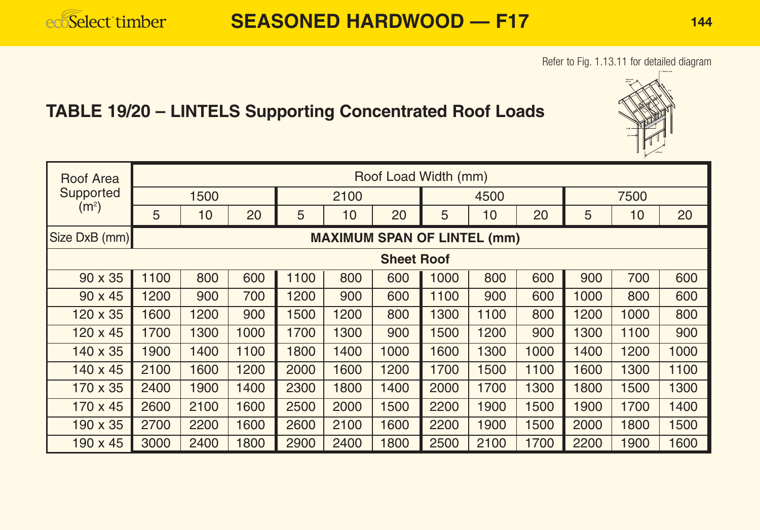# SEASONED HARDWOOD — F17

Refer to Fig. 1.13.11 for detailed diagram

## TABLE 19/20 – LINTELS Supporting Concentrated Roof Loads

| Roof Area Supported (m²) | Roof Load Width (mm) | | | | | | | | | | | |
|---|---|---|---|---|---|---|---|---|---|---|---|---|
| | 1500 | | | 2100 | | | 4500 | | | 7500 | | |
| | 5 | 10 | 20 | 5 | 10 | 20 | 5 | 10 | 20 | 5 | 10 | 20 |
| Size DxB (mm) | MAXIMUM SPAN OF LINTEL (mm) | | | | | | | | | | | |
| **Sheet Roof** | | | | | | | | | | | | |
| 90 x 35 | 1100 | 800 | 600 | 1100 | 800 | 600 | 1000 | 800 | 600 | 900 | 700 | 600 |
| 90 x 45 | 1200 | 900 | 700 | 1200 | 900 | 600 | 1100 | 900 | 600 | 1000 | 800 | 600 |
| 120 x 35 | 1600 | 1200 | 900 | 1500 | 1200 | 800 | 1300 | 1100 | 800 | 1200 | 1000 | 800 |
| 120 x 45 | 1700 | 1300 | 1000 | 1700 | 1300 | 900 | 1500 | 1200 | 900 | 1300 | 1100 | 900 |
| 140 x 35 | 1900 | 1400 | 1100 | 1800 | 1400 | 1000 | 1600 | 1300 | 1000 | 1400 | 1200 | 1000 |
| 140 x 45 | 2100 | 1600 | 1200 | 2000 | 1600 | 1200 | 1700 | 1500 | 1100 | 1600 | 1300 | 1100 |
| 170 x 35 | 2400 | 1900 | 1400 | 2300 | 1800 | 1400 | 2000 | 1700 | 1300 | 1800 | 1500 | 1300 |
| 170 x 45 | 2600 | 2100 | 1600 | 2500 | 2000 | 1500 | 2200 | 1900 | 1500 | 1900 | 1700 | 1400 |
| 190 x 35 | 2700 | 2200 | 1600 | 2600 | 2100 | 1600 | 2200 | 1900 | 1500 | 2000 | 1800 | 1500 |
| 190 x 45 | 3000 | 2400 | 1800 | 2900 | 2400 | 1800 | 2500 | 2100 | 1700 | 2200 | 1900 | 1600 |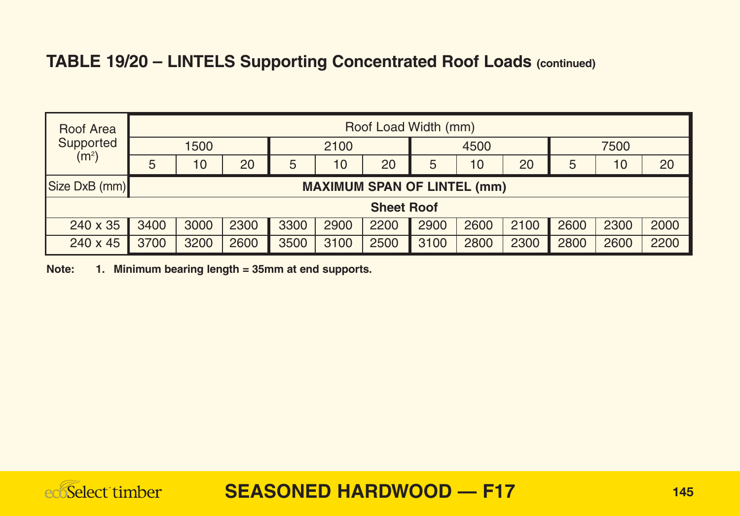## TABLE 19/20 – LINTELS Supporting Concentrated Roof Loads (continued)

| Roof Area Supported ($m^2$) | Roof Load Width (mm) | | | | | | | | | | | |
|---|---|---|---|---|---|---|---|---|---|---|---|---|
| | 1500 | | | 2100 | | | 4500 | | | 7500 | | |
| | 5 | 10 | 20 | 5 | 10 | 20 | 5 | 10 | 20 | 5 | 10 | 20 |
| Size DxB (mm) | **MAXIMUM SPAN OF LINTEL (mm)** | | | | | | | | | | | |
| **Sheet Roof** | | | | | | | | | | | | |
| 240 x 35 | 3400 | 3000 | 2300 | 3300 | 2900 | 2200 | 2900 | 2600 | 2100 | 2600 | 2300 | 2000 |
| 240 x 45 | 3700 | 3200 | 2600 | 3500 | 3100 | 2500 | 3100 | 2800 | 2300 | 2800 | 2600 | 2200 |

**Note: 1. Minimum bearing length = 35mm at end supports.**

**SEASONED HARDWOOD — F17**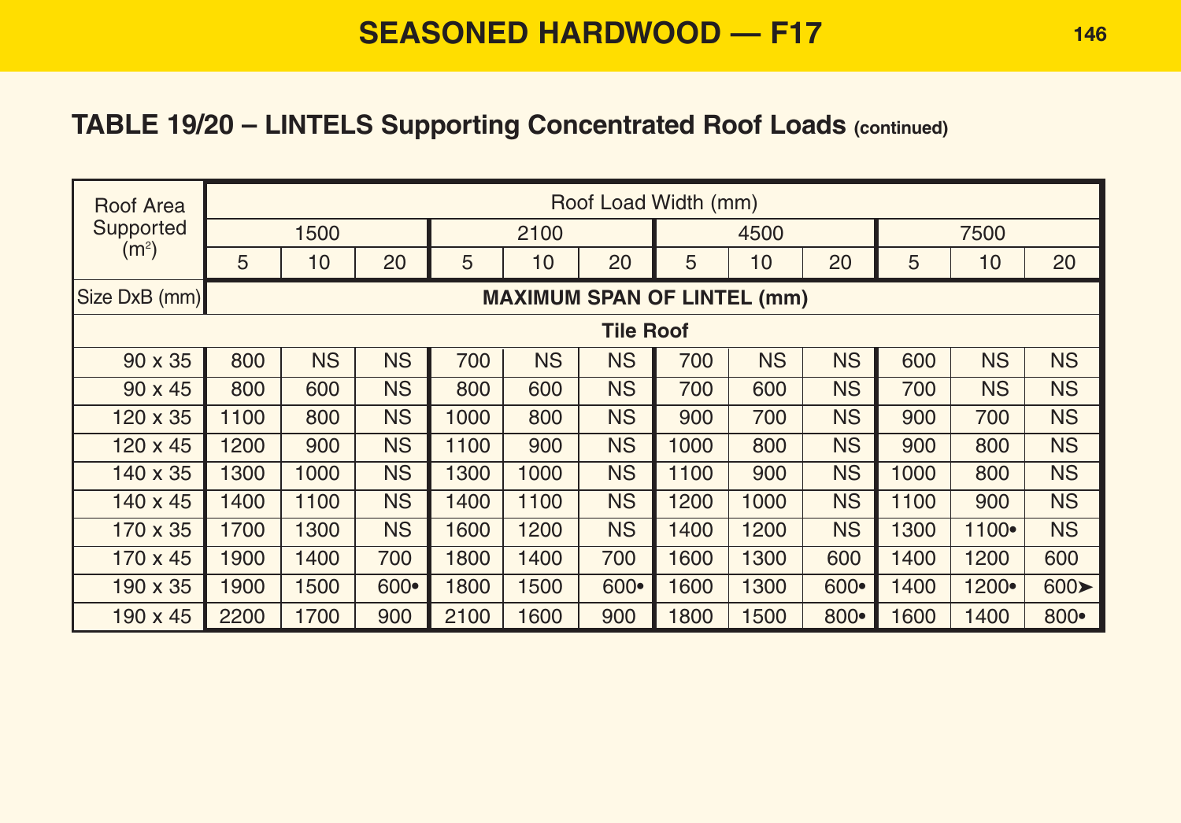# SEASONED HARDWOOD — F17

## TABLE 19/20 – LINTELS Supporting Concentrated Roof Loads (continued)

| Roof Area Supported ($m^2$) | Roof Load Width (mm) | | | | | | | | | | | |
|---|---|---|---|---|---|---|---|---|---|---|---|---|
| | 1500 | | | 2100 | | | 4500 | | | 7500 | | |
| | 5 | 10 | 20 | 5 | 10 | 20 | 5 | 10 | 20 | 5 | 10 | 20 |
| Size DxB (mm) | MAXIMUM SPAN OF LINTEL (mm) | | | | | | | | | | | |
| Tile Roof | | | | | | | | | | | | |
| 90 x 35 | 800 | NS | NS | 700 | NS | NS | 700 | NS | NS | 600 | NS | NS |
| 90 x 45 | 800 | 600 | NS | 800 | 600 | NS | 700 | 600 | NS | 700 | NS | NS |
| 120 x 35 | 1100 | 800 | NS | 1000 | 800 | NS | 900 | 700 | NS | 900 | 700 | NS |
| 120 x 45 | 1200 | 900 | NS | 1100 | 900 | NS | 1000 | 800 | NS | 900 | 800 | NS |
| 140 x 35 | 1300 | 1000 | NS | 1300 | 1000 | NS | 1100 | 900 | NS | 1000 | 800 | NS |
| 140 x 45 | 1400 | 1100 | NS | 1400 | 1100 | NS | 1200 | 1000 | NS | 1100 | 900 | NS |
| 170 x 35 | 1700 | 1300 | NS | 1600 | 1200 | NS | 1400 | 1200 | NS | 1300 | 1100• | NS |
| 170 x 45 | 1900 | 1400 | 700 | 1800 | 1400 | 700 | 1600 | 1300 | 600 | 1400 | 1200 | 600 |
| 190 x 35 | 1900 | 1500 | 600• | 1800 | 1500 | 600• | 1600 | 1300 | 600• | 1400 | 1200• | 600➤ |
| 190 x 45 | 2200 | 1700 | 900 | 2100 | 1600 | 900 | 1800 | 1500 | 800• | 1600 | 1400 | 800• |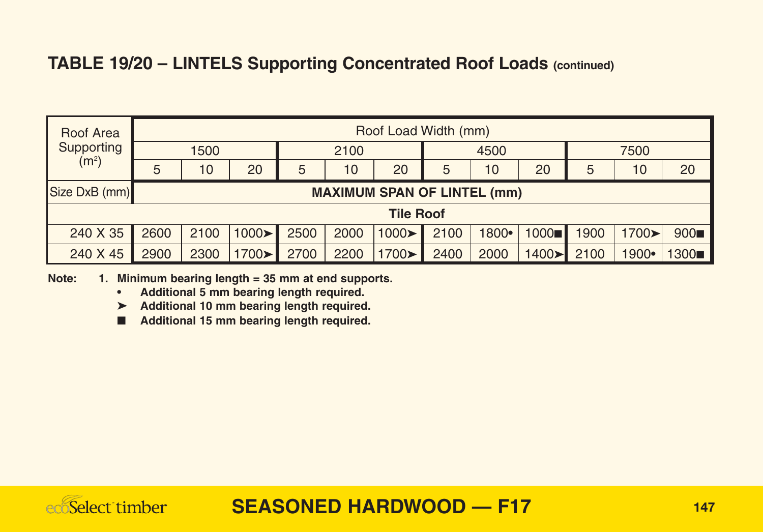## TABLE 19/20 – LINTELS Supporting Concentrated Roof Loads (continued)

| Roof Area Supporting (m²) | Roof Load Width (mm) | | | | | | | | | | | |
|---|---|---|---|---|---|---|---|---|---|---|---|---|
| | 1500 | | | 2100 | | | 4500 | | | 7500 | | |
| | 5 | 10 | 20 | 5 | 10 | 20 | 5 | 10 | 20 | 5 | 10 | 20 |
| Size DxB (mm) | **MAXIMUM SPAN OF LINTEL (mm)** | | | | | | | | | | | |
| | **Tile Roof** | | | | | | | | | | | |
| 240 X 35 | 2600 | 2100 | 1000➤ | 2500 | 2000 | 1000➤ | 2100 | 1800• | 1000■ | 1900 | 1700➤ | 900■ |
| 240 X 45 | 2900 | 2300 | 1700➤ | 2700 | 2200 | 1700➤ | 2400 | 2000 | 1400➤ | 2100 | 1900• | 1300■ |

**Note:** 1. **Minimum bearing length = 35 mm at end supports.**

- • **Additional 5 mm bearing length required.**
- ➤ **Additional 10 mm bearing length required.**
- ■ **Additional 15 mm bearing length required.**

**SEASONED HARDWOOD — F17**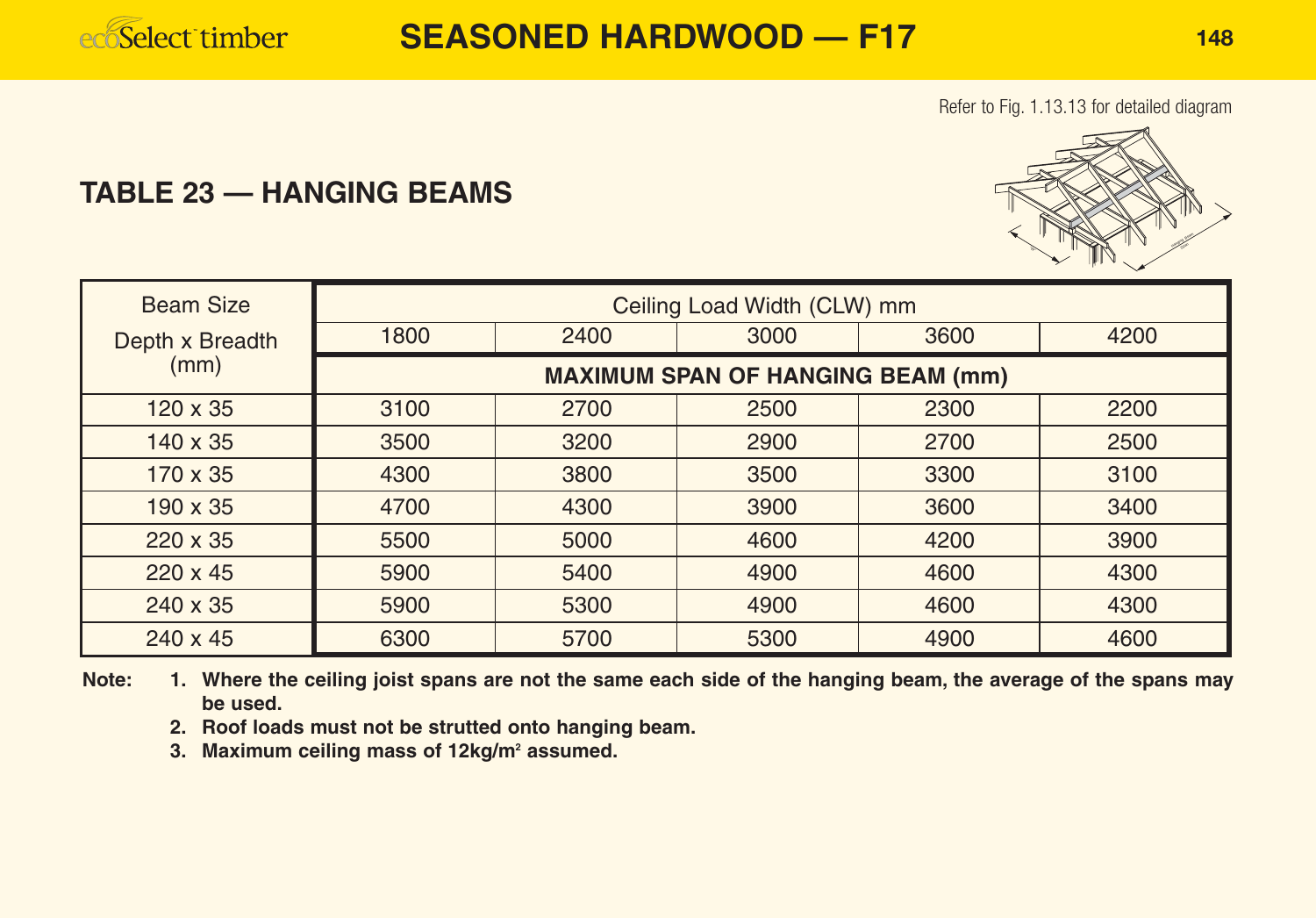# SEASONED HARDWOOD — F17

Refer to Fig. 1.13.13 for detailed diagram

## TABLE 23 — HANGING BEAMS

| Beam Size Depth x Breadth (mm) | Ceiling Load Width (CLW) mm | | | | |
|---|---|---|---|---|---|
| | 1800 | 2400 | 3000 | 3600 | 4200 |
| | **MAXIMUM SPAN OF HANGING BEAM (mm)** | | | | |
| 120 x 35 | 3100 | 2700 | 2500 | 2300 | 2200 |
| 140 x 35 | 3500 | 3200 | 2900 | 2700 | 2500 |
| 170 x 35 | 4300 | 3800 | 3500 | 3300 | 3100 |
| 190 x 35 | 4700 | 4300 | 3900 | 3600 | 3400 |
| 220 x 35 | 5500 | 5000 | 4600 | 4200 | 3900 |
| 220 x 45 | 5900 | 5400 | 4900 | 4600 | 4300 |
| 240 x 35 | 5900 | 5300 | 4900 | 4600 | 4300 |
| 240 x 45 | 6300 | 5700 | 5300 | 4900 | 4600 |

**Note:**

1. **Where the ceiling joist spans are not the same each side of the hanging beam, the average of the spans may be used.**
2. **Roof loads must not be strutted onto hanging beam.**
3. **Maximum ceiling mass of 12kg/m$^2$ assumed.**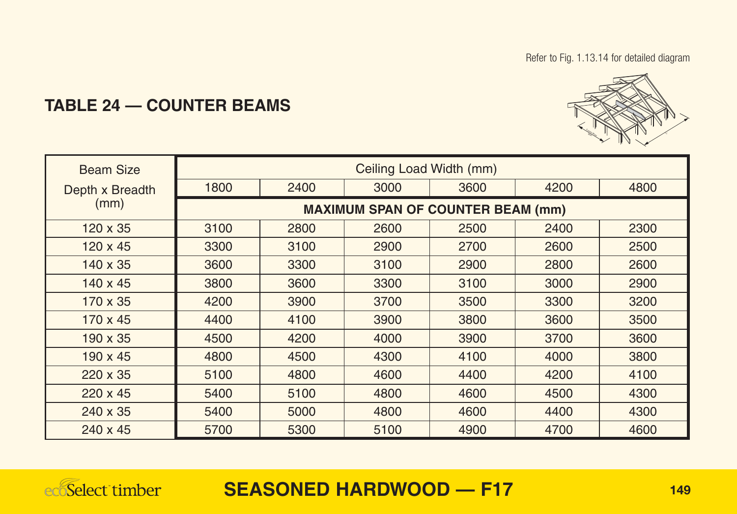Refer to Fig. 1.13.14 for detailed diagram

## TABLE 24 — COUNTER BEAMS

| Beam Size Depth x Breadth (mm) | Ceiling Load Width (mm) | | | | | |
|---|---|---|---|---|---|---|
| | 1800 | 2400 | 3000 | 3600 | 4200 | 4800 |
| | **MAXIMUM SPAN OF COUNTER BEAM (mm)** | | | | | |
| 120 x 35 | 3100 | 2800 | 2600 | 2500 | 2400 | 2300 |
| 120 x 45 | 3300 | 3100 | 2900 | 2700 | 2600 | 2500 |
| 140 x 35 | 3600 | 3300 | 3100 | 2900 | 2800 | 2600 |
| 140 x 45 | 3800 | 3600 | 3300 | 3100 | 3000 | 2900 |
| 170 x 35 | 4200 | 3900 | 3700 | 3500 | 3300 | 3200 |
| 170 x 45 | 4400 | 4100 | 3900 | 3800 | 3600 | 3500 |
| 190 x 35 | 4500 | 4200 | 4000 | 3900 | 3700 | 3600 |
| 190 x 45 | 4800 | 4500 | 4300 | 4100 | 4000 | 3800 |
| 220 x 35 | 5100 | 4800 | 4600 | 4400 | 4200 | 4100 |
| 220 x 45 | 5400 | 5100 | 4800 | 4600 | 4500 | 4300 |
| 240 x 35 | 5400 | 5000 | 4800 | 4600 | 4400 | 4300 |
| 240 x 45 | 5700 | 5300 | 5100 | 4900 | 4700 | 4600 |

**SEASONED HARDWOOD — F17**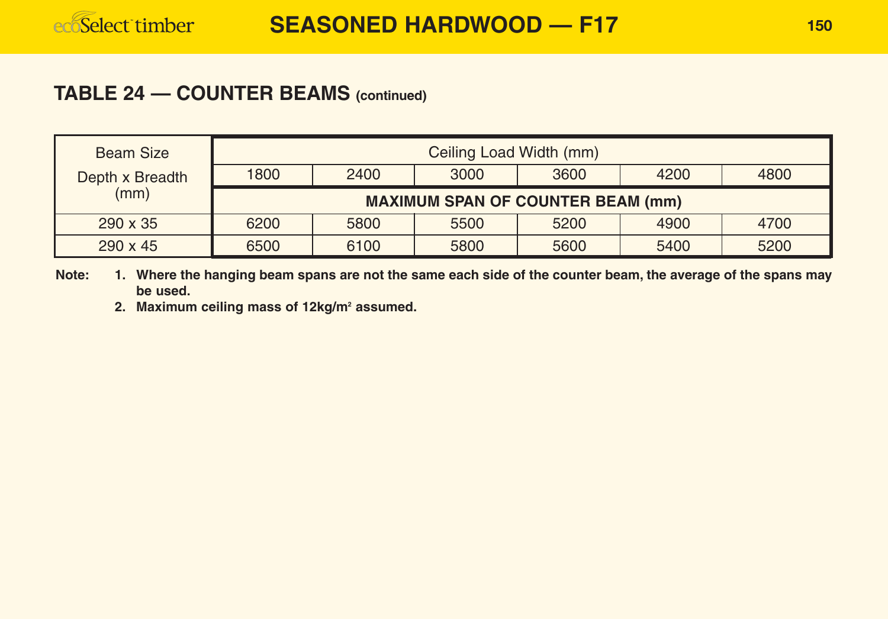## TABLE 24 — COUNTER BEAMS (continued)

| Beam Size Depth x Breadth (mm) | Ceiling Load Width (mm) | | | | | |
|---|---|---|---|---|---|---|
| | 1800 | 2400 | 3000 | 3600 | 4200 | 4800 |
| | **MAXIMUM SPAN OF COUNTER BEAM (mm)** | | | | | |
| 290 x 35 | 6200 | 5800 | 5500 | 5200 | 4900 | 4700 |
| 290 x 45 | 6500 | 6100 | 5800 | 5600 | 5400 | 5200 |

**Note:**

1. **Where the hanging beam spans are not the same each side of the counter beam, the average of the spans may be used.**
2. **Maximum ceiling mass of 12kg/m² assumed.**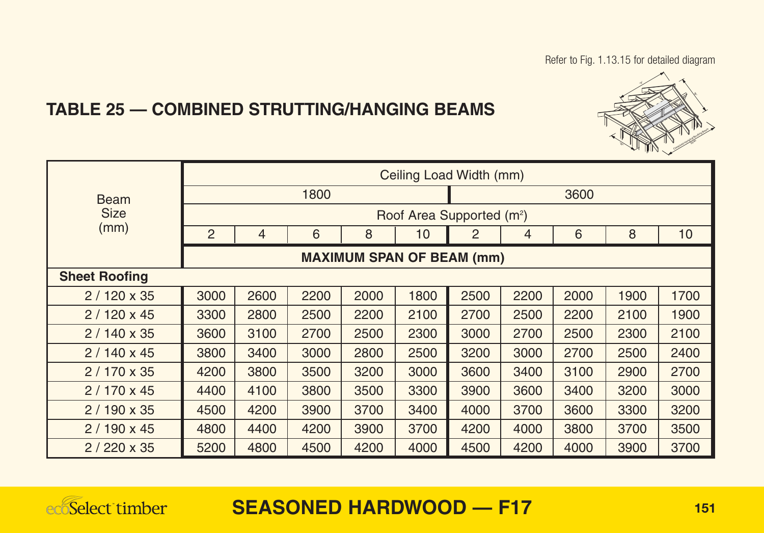Refer to Fig. 1.13.15 for detailed diagram

## TABLE 25 — COMBINED STRUTTING/HANGING BEAMS

| Beam Size (mm) | Ceiling Load Width (mm) | | | | | | | | | |
|---|---|---|---|---|---|---|---|---|---|---|
| | 1800 | | | | | 3600 | | | | |
| | Roof Area Supported (m²) | | | | | | | | | |
| | 2 | 4 | 6 | 8 | 10 | 2 | 4 | 6 | 8 | 10 |
| | **MAXIMUM SPAN OF BEAM (mm)** | | | | | | | | | |
| **Sheet Roofing** | | | | | | | | | | |
| 2 / 120 x 35 | 3000 | 2600 | 2200 | 2000 | 1800 | 2500 | 2200 | 2000 | 1900 | 1700 |
| 2 / 120 x 45 | 3300 | 2800 | 2500 | 2200 | 2100 | 2700 | 2500 | 2200 | 2100 | 1900 |
| 2 / 140 x 35 | 3600 | 3100 | 2700 | 2500 | 2300 | 3000 | 2700 | 2500 | 2300 | 2100 |
| 2 / 140 x 45 | 3800 | 3400 | 3000 | 2800 | 2500 | 3200 | 3000 | 2700 | 2500 | 2400 |
| 2 / 170 x 35 | 4200 | 3800 | 3500 | 3200 | 3000 | 3600 | 3400 | 3100 | 2900 | 2700 |
| 2 / 170 x 45 | 4400 | 4100 | 3800 | 3500 | 3300 | 3900 | 3600 | 3400 | 3200 | 3000 |
| 2 / 190 x 35 | 4500 | 4200 | 3900 | 3700 | 3400 | 4000 | 3700 | 3600 | 3300 | 3200 |
| 2 / 190 x 45 | 4800 | 4400 | 4200 | 3900 | 3700 | 4200 | 4000 | 3800 | 3700 | 3500 |
| 2 / 220 x 35 | 5200 | 4800 | 4500 | 4200 | 4000 | 4500 | 4200 | 4000 | 3900 | 3700 |

**SEASONED HARDWOOD — F17**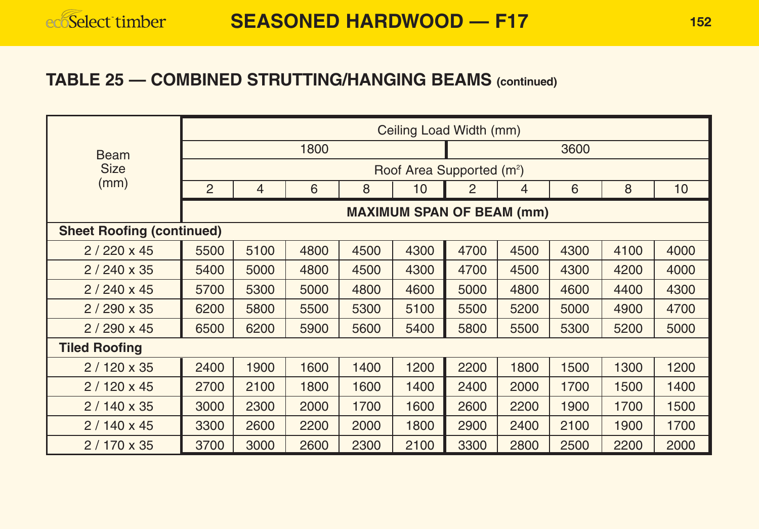## TABLE 25 — COMBINED STRUTTING/HANGING BEAMS (continued)

| Beam Size (mm) | Ceiling Load Width (mm) | | | | | | | | | |
|---|---|---|---|---|---|---|---|---|---|---|
| | 1800 | | | | | 3600 | | | | |
| | Roof Area Supported (m²) | | | | | | | | | |
| | 2 | 4 | 6 | 8 | 10 | 2 | 4 | 6 | 8 | 10 |
| | MAXIMUM SPAN OF BEAM (mm) | | | | | | | | | |
| **Sheet Roofing (continued)** | | | | | | | | | | |
| 2 / 220 x 45 | 5500 | 5100 | 4800 | 4500 | 4300 | 4700 | 4500 | 4300 | 4100 | 4000 |
| 2 / 240 x 35 | 5400 | 5000 | 4800 | 4500 | 4300 | 4700 | 4500 | 4300 | 4200 | 4000 |
| 2 / 240 x 45 | 5700 | 5300 | 5000 | 4800 | 4600 | 5000 | 4800 | 4600 | 4400 | 4300 |
| 2 / 290 x 35 | 6200 | 5800 | 5500 | 5300 | 5100 | 5500 | 5200 | 5000 | 4900 | 4700 |
| 2 / 290 x 45 | 6500 | 6200 | 5900 | 5600 | 5400 | 5800 | 5500 | 5300 | 5200 | 5000 |
| **Tiled Roofing** | | | | | | | | | | |
| 2 / 120 x 35 | 2400 | 1900 | 1600 | 1400 | 1200 | 2200 | 1800 | 1500 | 1300 | 1200 |
| 2 / 120 x 45 | 2700 | 2100 | 1800 | 1600 | 1400 | 2400 | 2000 | 1700 | 1500 | 1400 |
| 2 / 140 x 35 | 3000 | 2300 | 2000 | 1700 | 1600 | 2600 | 2200 | 1900 | 1700 | 1500 |
| 2 / 140 x 45 | 3300 | 2600 | 2200 | 2000 | 1800 | 2900 | 2400 | 2100 | 1900 | 1700 |
| 2 / 170 x 35 | 3700 | 3000 | 2600 | 2300 | 2100 | 3300 | 2800 | 2500 | 2200 | 2000 |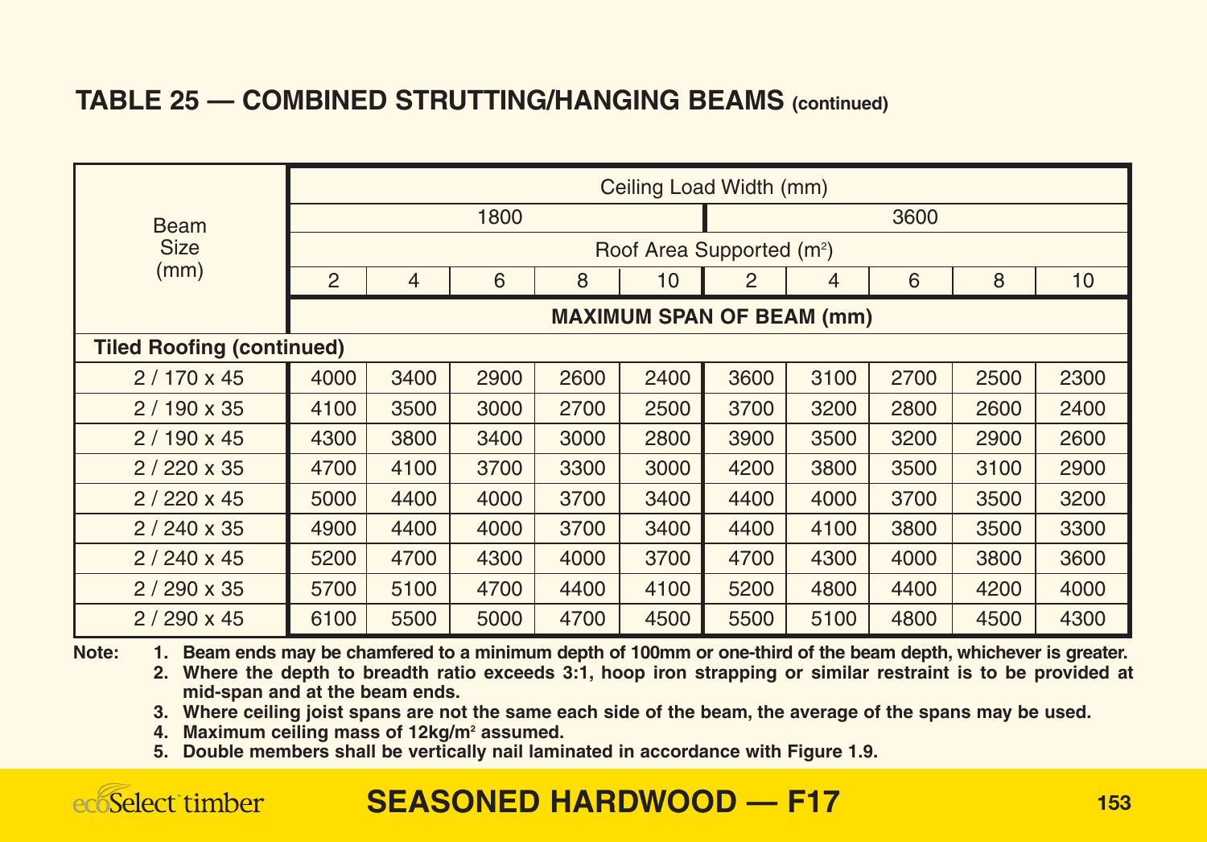## TABLE 25 — COMBINED STRUTTING/HANGING BEAMS (continued)

| Beam Size (mm) | Ceiling Load Width (mm) | | | | | | | | | |
|---|---|---|---|---|---|---|---|---|---|---|
| | 1800 | | | | | 3600 | | | | |
| | Roof Area Supported ($m^2$) | | | | | | | | | |
| | 2 | 4 | 6 | 8 | 10 | 2 | 4 | 6 | 8 | 10 |
| | **MAXIMUM SPAN OF BEAM (mm)** | | | | | | | | | |
| **Tiled Roofing (continued)** | | | | | | | | | | |
| 2 / 170 x 45 | 4000 | 3400 | 2900 | 2600 | 2400 | 3600 | 3100 | 2700 | 2500 | 2300 |
| 2 / 190 x 35 | 4100 | 3500 | 3000 | 2700 | 2500 | 3700 | 3200 | 2800 | 2600 | 2400 |
| 2 / 190 x 45 | 4300 | 3800 | 3400 | 3000 | 2800 | 3900 | 3500 | 3200 | 2900 | 2600 |
| 2 / 220 x 35 | 4700 | 4100 | 3700 | 3300 | 3000 | 4200 | 3800 | 3500 | 3100 | 2900 |
| 2 / 220 x 45 | 5000 | 4400 | 4000 | 3700 | 3400 | 4400 | 4000 | 3700 | 3500 | 3200 |
| 2 / 240 x 35 | 4900 | 4400 | 4000 | 3700 | 3400 | 4400 | 4100 | 3800 | 3500 | 3300 |
| 2 / 240 x 45 | 5200 | 4700 | 4300 | 4000 | 3700 | 4700 | 4300 | 4000 | 3800 | 3600 |
| 2 / 290 x 35 | 5700 | 5100 | 4700 | 4400 | 4100 | 5200 | 4800 | 4400 | 4200 | 4000 |
| 2 / 290 x 45 | 6100 | 5500 | 5000 | 4700 | 4500 | 5500 | 5100 | 4800 | 4500 | 4300 |

**Note:**

1. **Beam ends may be chamfered to a minimum depth of 100mm or one-third of the beam depth, whichever is greater.**
2. **Where the depth to breadth ratio exceeds 3:1, hoop iron strapping or similar restraint is to be provided at mid-span and at the beam ends.**
3. **Where ceiling joist spans are not the same each side of the beam, the average of the spans may be used.**
4. **Maximum ceiling mass of 12kg/$m^2$ assumed.**
5. **Double members shall be vertically nail laminated in accordance with Figure 1.9.**

**SEASONED HARDWOOD — F17**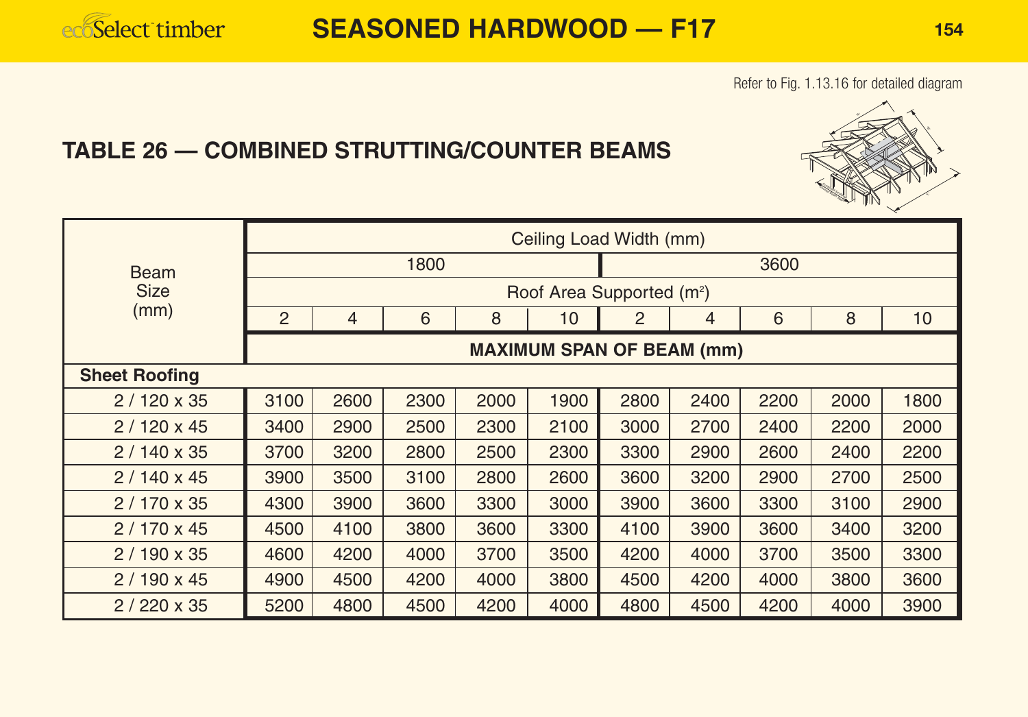# SEASONED HARDWOOD — F17

Refer to Fig. 1.13.16 for detailed diagram

## TABLE 26 — COMBINED STRUTTING/COUNTER BEAMS

| Beam Size (mm) | Ceiling Load Width (mm) | | | | | | | | | |
|---|---|---|---|---|---|---|---|---|---|---|
| | 1800 | | | | | 3600 | | | | |
| | Roof Area Supported (m²) | | | | | | | | | |
| | 2 | 4 | 6 | 8 | 10 | 2 | 4 | 6 | 8 | 10 |
| | MAXIMUM SPAN OF BEAM (mm) | | | | | | | | | |
| **Sheet Roofing** | | | | | | | | | | |
| 2 / 120 x 35 | 3100 | 2600 | 2300 | 2000 | 1900 | 2800 | 2400 | 2200 | 2000 | 1800 |
| 2 / 120 x 45 | 3400 | 2900 | 2500 | 2300 | 2100 | 3000 | 2700 | 2400 | 2200 | 2000 |
| 2 / 140 x 35 | 3700 | 3200 | 2800 | 2500 | 2300 | 3300 | 2900 | 2600 | 2400 | 2200 |
| 2 / 140 x 45 | 3900 | 3500 | 3100 | 2800 | 2600 | 3600 | 3200 | 2900 | 2700 | 2500 |
| 2 / 170 x 35 | 4300 | 3900 | 3600 | 3300 | 3000 | 3900 | 3600 | 3300 | 3100 | 2900 |
| 2 / 170 x 45 | 4500 | 4100 | 3800 | 3600 | 3300 | 4100 | 3900 | 3600 | 3400 | 3200 |
| 2 / 190 x 35 | 4600 | 4200 | 4000 | 3700 | 3500 | 4200 | 4000 | 3700 | 3500 | 3300 |
| 2 / 190 x 45 | 4900 | 4500 | 4200 | 4000 | 3800 | 4500 | 4200 | 4000 | 3800 | 3600 |
| 2 / 220 x 35 | 5200 | 4800 | 4500 | 4200 | 4000 | 4800 | 4500 | 4200 | 4000 | 3900 |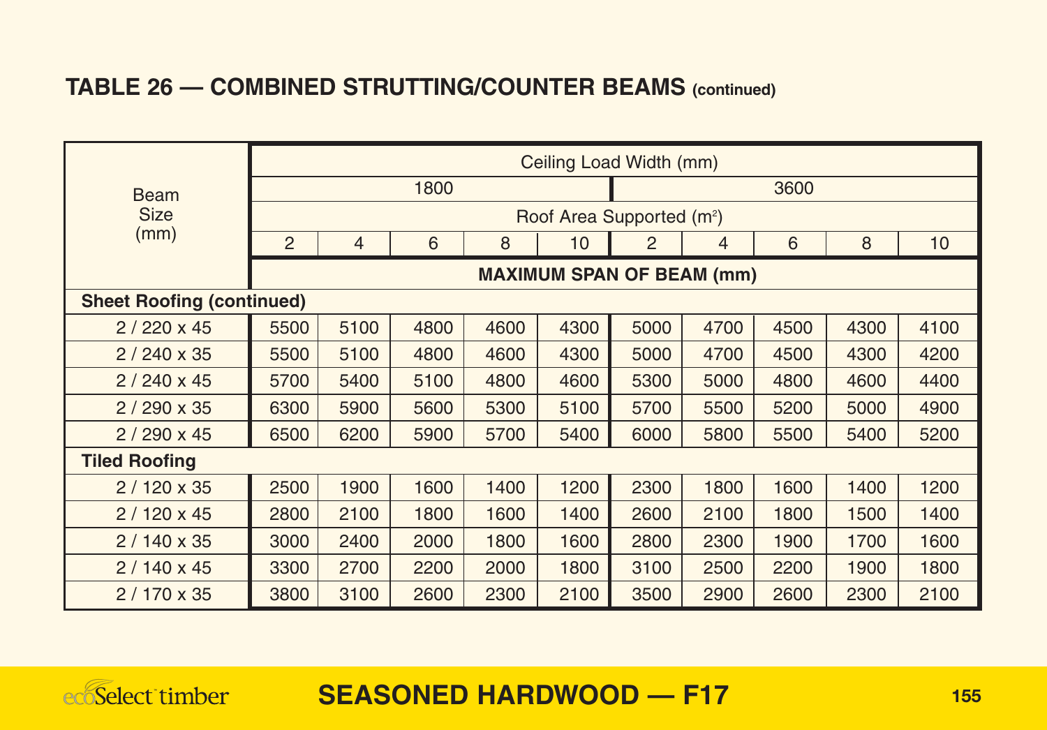## TABLE 26 — COMBINED STRUTTING/COUNTER BEAMS (continued)

| Beam Size (mm) | Ceiling Load Width (mm) | | | | | | | | | |
|---|---|---|---|---|---|---|---|---|---|---|
| | 1800 | | | | | 3600 | | | | |
| | Roof Area Supported (m²) | | | | | | | | | |
| | 2 | 4 | 6 | 8 | 10 | 2 | 4 | 6 | 8 | 10 |
| | MAXIMUM SPAN OF BEAM (mm) | | | | | | | | | |
| **Sheet Roofing (continued)** | | | | | | | | | | |
| 2 / 220 x 45 | 5500 | 5100 | 4800 | 4600 | 4300 | 5000 | 4700 | 4500 | 4300 | 4100 |
| 2 / 240 x 35 | 5500 | 5100 | 4800 | 4600 | 4300 | 5000 | 4700 | 4500 | 4300 | 4200 |
| 2 / 240 x 45 | 5700 | 5400 | 5100 | 4800 | 4600 | 5300 | 5000 | 4800 | 4600 | 4400 |
| 2 / 290 x 35 | 6300 | 5900 | 5600 | 5300 | 5100 | 5700 | 5500 | 5200 | 5000 | 4900 |
| 2 / 290 x 45 | 6500 | 6200 | 5900 | 5700 | 5400 | 6000 | 5800 | 5500 | 5400 | 5200 |
| **Tiled Roofing** | | | | | | | | | | |
| 2 / 120 x 35 | 2500 | 1900 | 1600 | 1400 | 1200 | 2300 | 1800 | 1600 | 1400 | 1200 |
| 2 / 120 x 45 | 2800 | 2100 | 1800 | 1600 | 1400 | 2600 | 2100 | 1800 | 1500 | 1400 |
| 2 / 140 x 35 | 3000 | 2400 | 2000 | 1800 | 1600 | 2800 | 2300 | 1900 | 1700 | 1600 |
| 2 / 140 x 45 | 3300 | 2700 | 2200 | 2000 | 1800 | 3100 | 2500 | 2200 | 1900 | 1800 |
| 2 / 170 x 35 | 3800 | 3100 | 2600 | 2300 | 2100 | 3500 | 2900 | 2600 | 2300 | 2100 |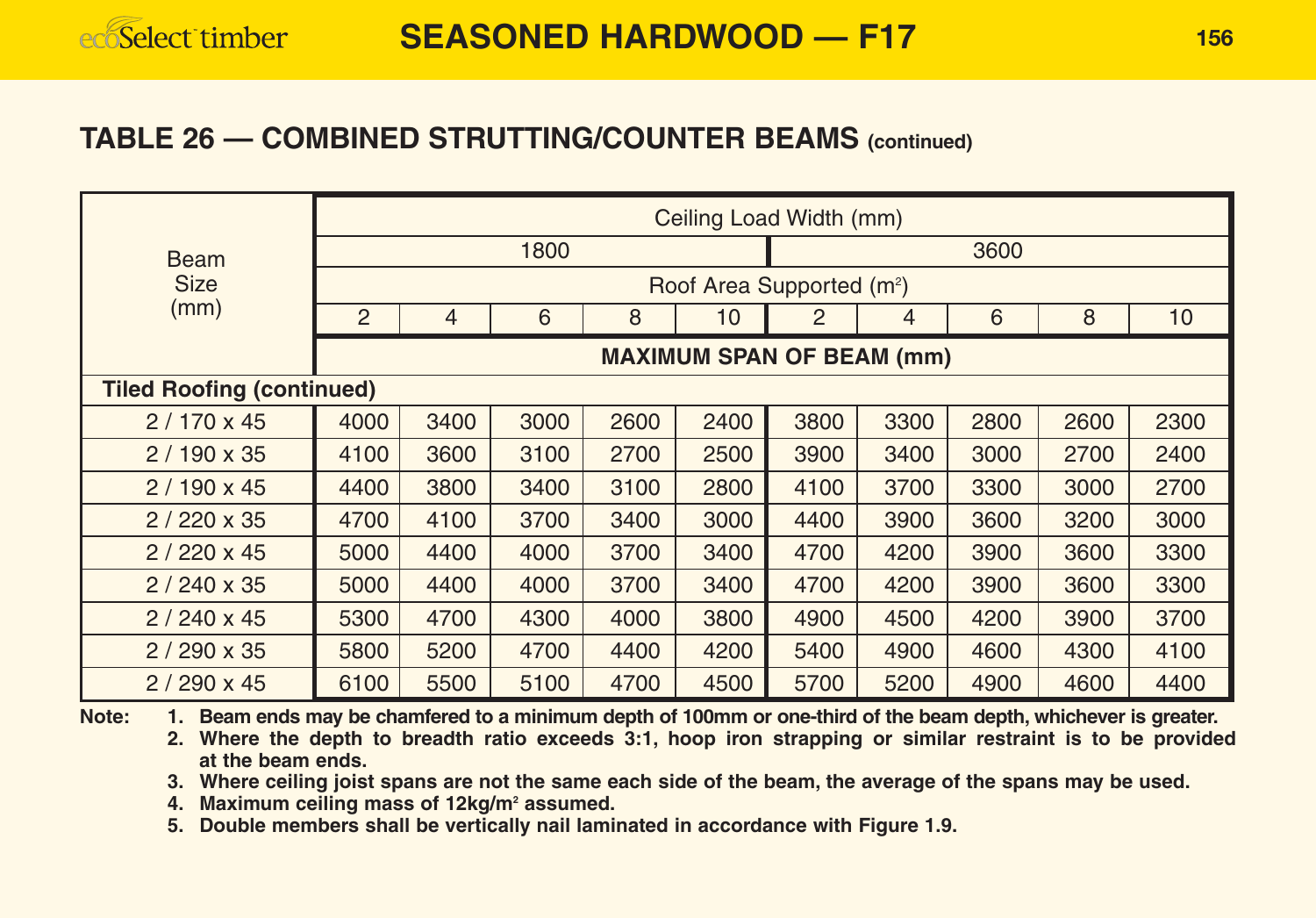## TABLE 26 — COMBINED STRUTTING/COUNTER BEAMS (continued)

| Beam Size (mm) | Ceiling Load Width (mm) | | | | | | | | | |
|---|---|---|---|---|---|---|---|---|---|---|
| | 1800 | | | | | 3600 | | | | |
| | Roof Area Supported (m²) | | | | | | | | | |
| | 2 | 4 | 6 | 8 | 10 | 2 | 4 | 6 | 8 | 10 |
| | MAXIMUM SPAN OF BEAM (mm) | | | | | | | | | |
| **Tiled Roofing (continued)** | | | | | | | | | | |
| 2 / 170 x 45 | 4000 | 3400 | 3000 | 2600 | 2400 | 3800 | 3300 | 2800 | 2600 | 2300 |
| 2 / 190 x 35 | 4100 | 3600 | 3100 | 2700 | 2500 | 3900 | 3400 | 3000 | 2700 | 2400 |
| 2 / 190 x 45 | 4400 | 3800 | 3400 | 3100 | 2800 | 4100 | 3700 | 3300 | 3000 | 2700 |
| 2 / 220 x 35 | 4700 | 4100 | 3700 | 3400 | 3000 | 4400 | 3900 | 3600 | 3200 | 3000 |
| 2 / 220 x 45 | 5000 | 4400 | 4000 | 3700 | 3400 | 4700 | 4200 | 3900 | 3600 | 3300 |
| 2 / 240 x 35 | 5000 | 4400 | 4000 | 3700 | 3400 | 4700 | 4200 | 3900 | 3600 | 3300 |
| 2 / 240 x 45 | 5300 | 4700 | 4300 | 4000 | 3800 | 4900 | 4500 | 4200 | 3900 | 3700 |
| 2 / 290 x 35 | 5800 | 5200 | 4700 | 4400 | 4200 | 5400 | 4900 | 4600 | 4300 | 4100 |
| 2 / 290 x 45 | 6100 | 5500 | 5100 | 4700 | 4500 | 5700 | 5200 | 4900 | 4600 | 4400 |

**Note:**

1. **Beam ends may be chamfered to a minimum depth of 100mm or one-third of the beam depth, whichever is greater.**
2. **Where the depth to breadth ratio exceeds 3:1, hoop iron strapping or similar restraint is to be provided at the beam ends.**
3. **Where ceiling joist spans are not the same each side of the beam, the average of the spans may be used.**
4. **Maximum ceiling mass of 12kg/m² assumed.**
5. **Double members shall be vertically nail laminated in accordance with Figure 1.9.**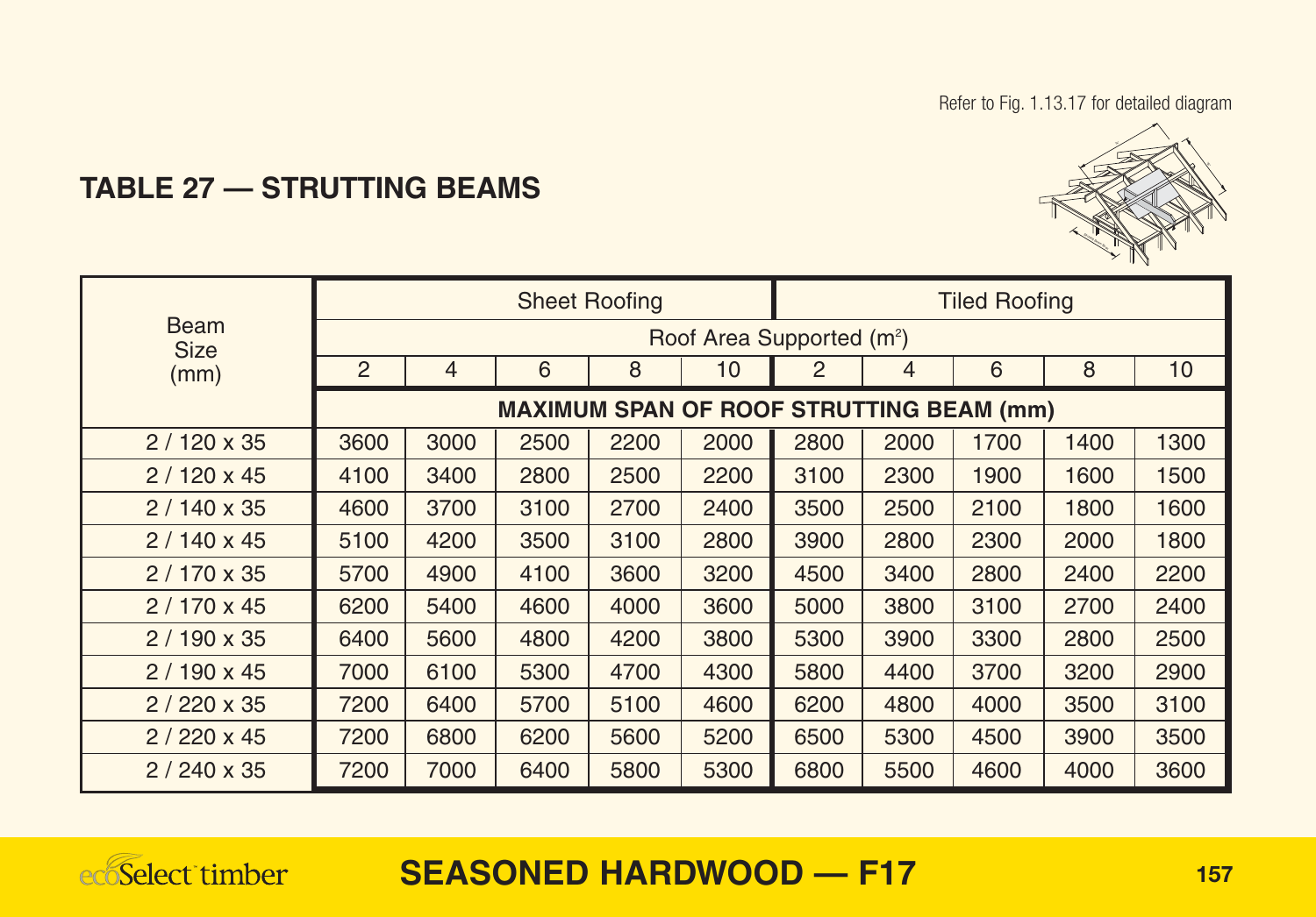Refer to Fig. 1.13.17 for detailed diagram

## TABLE 27 — STRUTTING BEAMS

| Beam Size (mm) | Sheet Roofing | | | | | Tiled Roofing | | | | |
|---|---|---|---|---|---|---|---|---|---|---|
| | Roof Area Supported (m²) | | | | | | | | | |
| | 2 | 4 | 6 | 8 | 10 | 2 | 4 | 6 | 8 | 10 |
| | MAXIMUM SPAN OF ROOF STRUTTING BEAM (mm) | | | | | | | | | |
| 2 / 120 x 35 | 3600 | 3000 | 2500 | 2200 | 2000 | 2800 | 2000 | 1700 | 1400 | 1300 |
| 2 / 120 x 45 | 4100 | 3400 | 2800 | 2500 | 2200 | 3100 | 2300 | 1900 | 1600 | 1500 |
| 2 / 140 x 35 | 4600 | 3700 | 3100 | 2700 | 2400 | 3500 | 2500 | 2100 | 1800 | 1600 |
| 2 / 140 x 45 | 5100 | 4200 | 3500 | 3100 | 2800 | 3900 | 2800 | 2300 | 2000 | 1800 |
| 2 / 170 x 35 | 5700 | 4900 | 4100 | 3600 | 3200 | 4500 | 3400 | 2800 | 2400 | 2200 |
| 2 / 170 x 45 | 6200 | 5400 | 4600 | 4000 | 3600 | 5000 | 3800 | 3100 | 2700 | 2400 |
| 2 / 190 x 35 | 6400 | 5600 | 4800 | 4200 | 3800 | 5300 | 3900 | 3300 | 2800 | 2500 |
| 2 / 190 x 45 | 7000 | 6100 | 5300 | 4700 | 4300 | 5800 | 4400 | 3700 | 3200 | 2900 |
| 2 / 220 x 35 | 7200 | 6400 | 5700 | 5100 | 4600 | 6200 | 4800 | 4000 | 3500 | 3100 |
| 2 / 220 x 45 | 7200 | 6800 | 6200 | 5600 | 5200 | 6500 | 5300 | 4500 | 3900 | 3500 |
| 2 / 240 x 35 | 7200 | 7000 | 6400 | 5800 | 5300 | 6800 | 5500 | 4600 | 4000 | 3600 |

**SEASONED HARDWOOD — F17**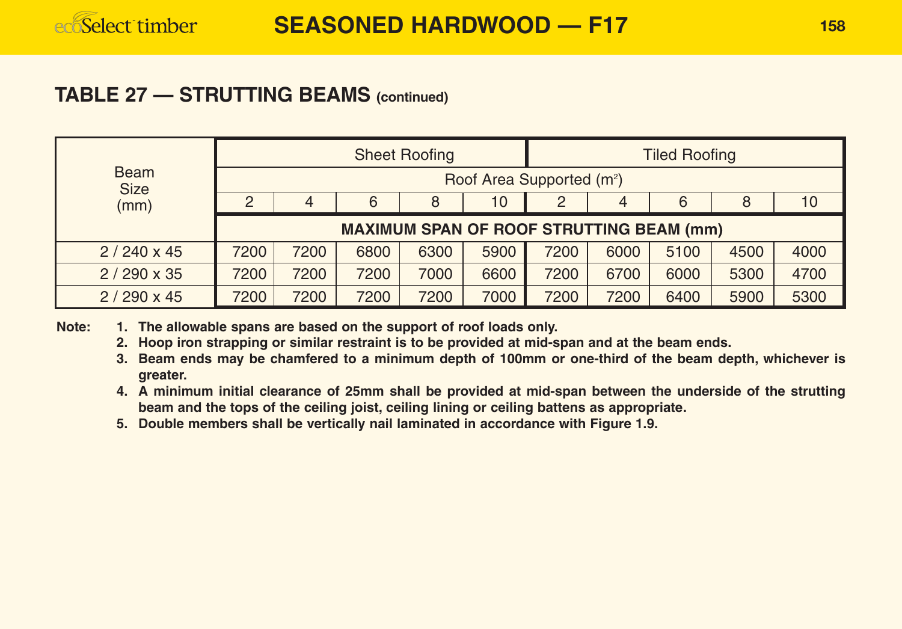## TABLE 27 — STRUTTING BEAMS (continued)

| Beam Size (mm) | Sheet Roofing | | | | | Tiled Roofing | | | | |
|---|---|---|---|---|---|---|---|---|---|---|
| | Roof Area Supported ($m^2$) | | | | | | | | | |
| | 2 | 4 | 6 | 8 | 10 | 2 | 4 | 6 | 8 | 10 |
| | MAXIMUM SPAN OF ROOF STRUTTING BEAM (mm) | | | | | | | | | |
| 2 / 240 x 45 | 7200 | 7200 | 6800 | 6300 | 5900 | 7200 | 6000 | 5100 | 4500 | 4000 |
| 2 / 290 x 35 | 7200 | 7200 | 7200 | 7000 | 6600 | 7200 | 6700 | 6000 | 5300 | 4700 |
| 2 / 290 x 45 | 7200 | 7200 | 7200 | 7200 | 7000 | 7200 | 7200 | 6400 | 5900 | 5300 |

**Note:**

1. **The allowable spans are based on the support of roof loads only.**
2. **Hoop iron strapping or similar restraint is to be provided at mid-span and at the beam ends.**
3. **Beam ends may be chamfered to a minimum depth of 100mm or one-third of the beam depth, whichever is greater.**
4. **A minimum initial clearance of 25mm shall be provided at mid-span between the underside of the strutting beam and the tops of the ceiling joist, ceiling lining or ceiling battens as appropriate.**
5. **Double members shall be vertically nail laminated in accordance with Figure 1.9.**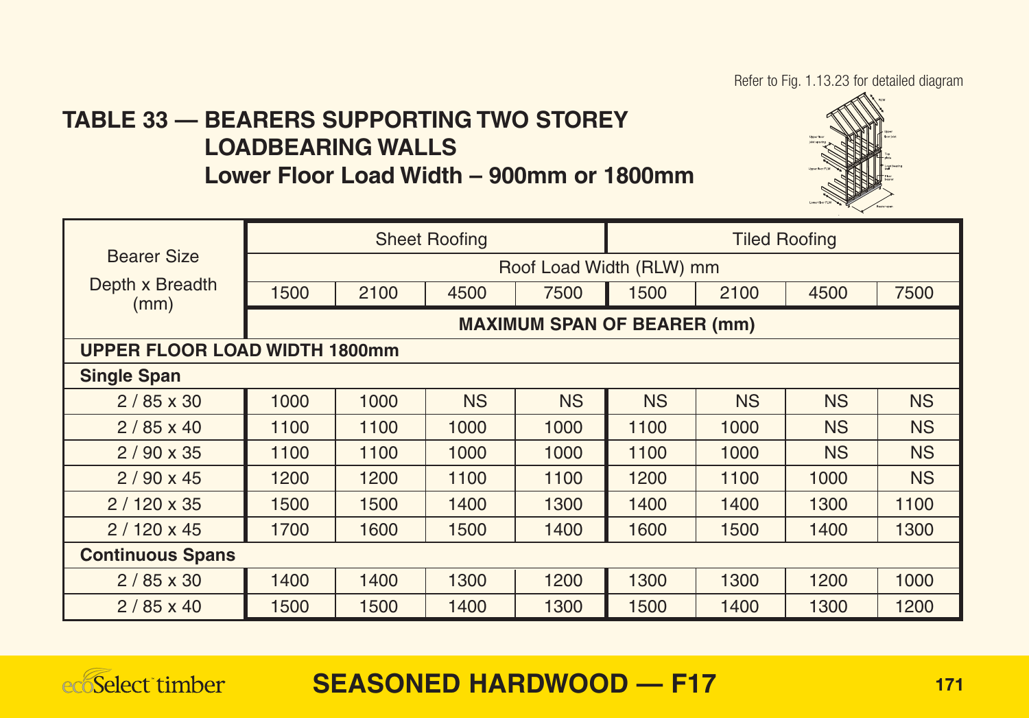Refer to Fig. 1.13.23 for detailed diagram

## TABLE 33 — BEARERS SUPPORTING TWO STOREY LOADBEARING WALLS

### Lower Floor Load Width – 900mm or 1800mm

| Bearer Size Depth x Breadth (mm) | Sheet Roofing | | | | Tiled Roofing | | | |
|---|---|---|---|---|---|---|---|---|
| | Roof Load Width (RLW) mm | | | | | | | |
| | 1500 | 2100 | 4500 | 7500 | 1500 | 2100 | 4500 | 7500 |
| | **MAXIMUM SPAN OF BEARER (mm)** | | | | | | | |
| **UPPER FLOOR LOAD WIDTH 1800mm** | | | | | | | | |
| **Single Span** | | | | | | | | |
| 2 / 85 x 30 | 1000 | 1000 | NS | NS | NS | NS | NS | NS |
| 2 / 85 x 40 | 1100 | 1100 | 1000 | 1000 | 1100 | 1000 | NS | NS |
| 2 / 90 x 35 | 1100 | 1100 | 1000 | 1000 | 1100 | 1000 | NS | NS |
| 2 / 90 x 45 | 1200 | 1200 | 1100 | 1100 | 1200 | 1100 | 1000 | NS |
| 2 / 120 x 35 | 1500 | 1500 | 1400 | 1300 | 1400 | 1400 | 1300 | 1100 |
| 2 / 120 x 45 | 1700 | 1600 | 1500 | 1400 | 1600 | 1500 | 1400 | 1300 |
| **Continuous Spans** | | | | | | | | |
| 2 / 85 x 30 | 1400 | 1400 | 1300 | 1200 | 1300 | 1300 | 1200 | 1000 |
| 2 / 85 x 40 | 1500 | 1500 | 1400 | 1300 | 1500 | 1400 | 1300 | 1200 |

**SEASONED HARDWOOD — F17**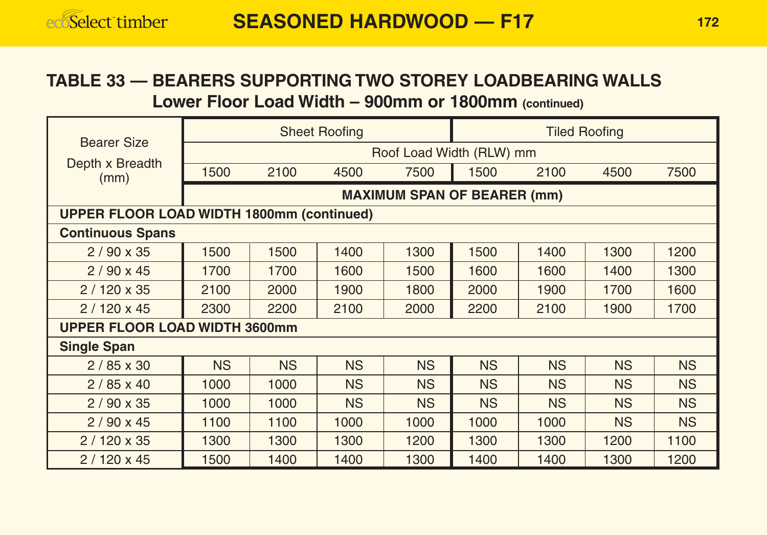## TABLE 33 — BEARERS SUPPORTING TWO STOREY LOADBEARING WALLS

### Lower Floor Load Width – 900mm or 1800mm (continued)

| Bearer Size Depth x Breadth (mm) | Sheet Roofing | | | | Tiled Roofing | | | |
|---|---|---|---|---|---|---|---|---|
| | Roof Load Width (RLW) mm | | | | | | | |
| | 1500 | 2100 | 4500 | 7500 | 1500 | 2100 | 4500 | 7500 |
| | MAXIMUM SPAN OF BEARER (mm) | | | | | | | |
| **UPPER FLOOR LOAD WIDTH 1800mm (continued)** | | | | | | | | |
| **Continuous Spans** | | | | | | | | |
| 2 / 90 x 35 | 1500 | 1500 | 1400 | 1300 | 1500 | 1400 | 1300 | 1200 |
| 2 / 90 x 45 | 1700 | 1700 | 1600 | 1500 | 1600 | 1600 | 1400 | 1300 |
| 2 / 120 x 35 | 2100 | 2000 | 1900 | 1800 | 2000 | 1900 | 1700 | 1600 |
| 2 / 120 x 45 | 2300 | 2200 | 2100 | 2000 | 2200 | 2100 | 1900 | 1700 |
| **UPPER FLOOR LOAD WIDTH 3600mm** | | | | | | | | |
| **Single Span** | | | | | | | | |
| 2 / 85 x 30 | NS | NS | NS | NS | NS | NS | NS | NS |
| 2 / 85 x 40 | 1000 | 1000 | NS | NS | NS | NS | NS | NS |
| 2 / 90 x 35 | 1000 | 1000 | NS | NS | NS | NS | NS | NS |
| 2 / 90 x 45 | 1100 | 1100 | 1000 | 1000 | 1000 | 1000 | NS | NS |
| 2 / 120 x 35 | 1300 | 1300 | 1300 | 1200 | 1300 | 1300 | 1200 | 1100 |
| 2 / 120 x 45 | 1500 | 1400 | 1400 | 1300 | 1400 | 1400 | 1300 | 1200 |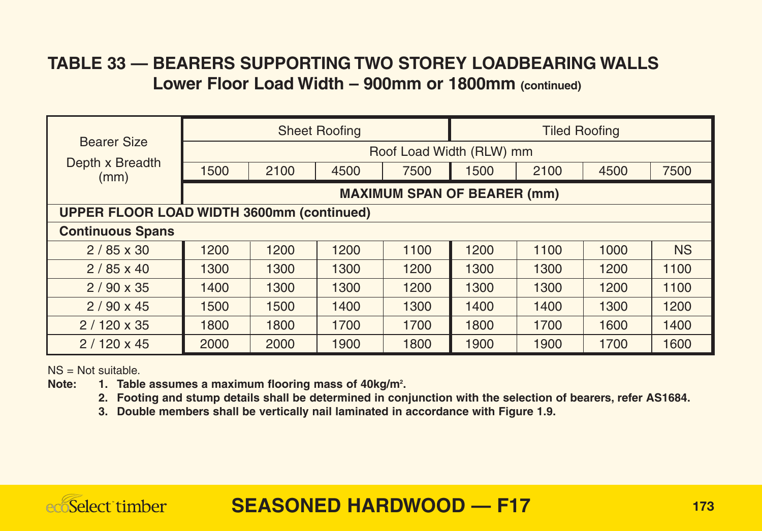## TABLE 33 — BEARERS SUPPORTING TWO STOREY LOADBEARING WALLS

### Lower Floor Load Width – 900mm or 1800mm (continued)

| Bearer Size Depth x Breadth (mm) | Sheet Roofing | | | | Tiled Roofing | | | |
|---|---|---|---|---|---|---|---|---|
| | Roof Load Width (RLW) mm | | | | | | | |
| | 1500 | 2100 | 4500 | 7500 | 1500 | 2100 | 4500 | 7500 |
| | **MAXIMUM SPAN OF BEARER (mm)** | | | | | | | |
| **UPPER FLOOR LOAD WIDTH 3600mm (continued)** | | | | | | | | |
| **Continuous Spans** | | | | | | | | |
| 2 / 85 x 30 | 1200 | 1200 | 1200 | 1100 | 1200 | 1100 | 1000 | NS |
| 2 / 85 x 40 | 1300 | 1300 | 1300 | 1200 | 1300 | 1300 | 1200 | 1100 |
| 2 / 90 x 35 | 1400 | 1300 | 1300 | 1200 | 1300 | 1300 | 1200 | 1100 |
| 2 / 90 x 45 | 1500 | 1500 | 1400 | 1300 | 1400 | 1400 | 1300 | 1200 |
| 2 / 120 x 35 | 1800 | 1800 | 1700 | 1700 | 1800 | 1700 | 1600 | 1400 |
| 2 / 120 x 45 | 2000 | 2000 | 1900 | 1800 | 1900 | 1900 | 1700 | 1600 |

NS = Not suitable.

**Note:**

1. **Table assumes a maximum flooring mass of 40kg/m$^2$.**
2. **Footing and stump details shall be determined in conjunction with the selection of bearers, refer AS1684.**
3. **Double members shall be vertically nail laminated in accordance with Figure 1.9.**

**SEASONED HARDWOOD — F17**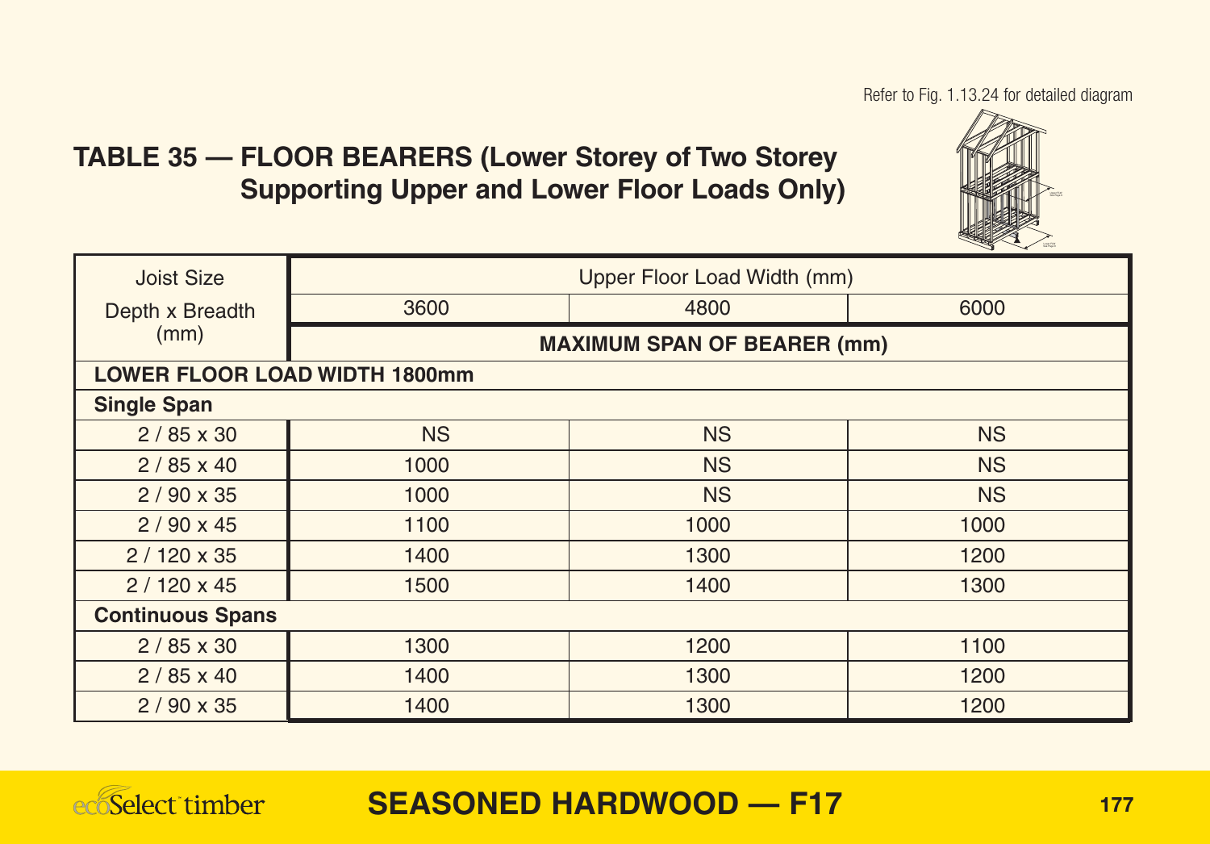Refer to Fig. 1.13.24 for detailed diagram

## TABLE 35 — FLOOR BEARERS (Lower Storey of Two Storey Supporting Upper and Lower Floor Loads Only)

| Joist Size Depth x Breadth (mm) | Upper Floor Load Width (mm) | | |
|---|---|---|---|
| | 3600 | 4800 | 6000 |
| | **MAXIMUM SPAN OF BEARER (mm)** | | |
| **LOWER FLOOR LOAD WIDTH 1800mm** | | | |
| **Single Span** | | | |
| 2 / 85 x 30 | NS | NS | NS |
| 2 / 85 x 40 | 1000 | NS | NS |
| 2 / 90 x 35 | 1000 | NS | NS |
| 2 / 90 x 45 | 1100 | 1000 | 1000 |
| 2 / 120 x 35 | 1400 | 1300 | 1200 |
| 2 / 120 x 45 | 1500 | 1400 | 1300 |
| **Continuous Spans** | | | |
| 2 / 85 x 30 | 1300 | 1200 | 1100 |
| 2 / 85 x 40 | 1400 | 1300 | 1200 |
| 2 / 90 x 35 | 1400 | 1300 | 1200 |

**SEASONED HARDWOOD — F17**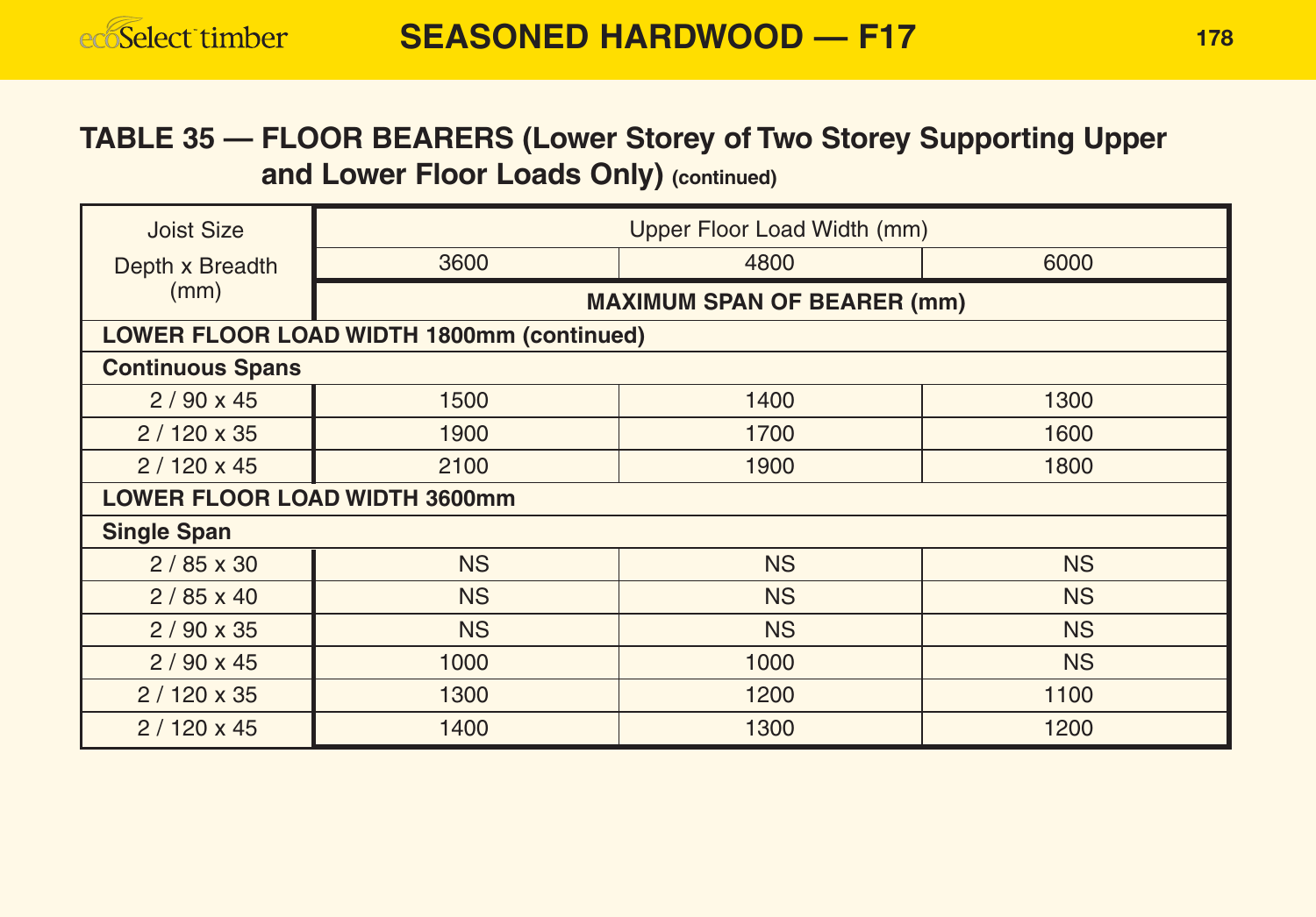## TABLE 35 — FLOOR BEARERS (Lower Storey of Two Storey Supporting Upper and Lower Floor Loads Only) (continued)

| Joist Size Depth x Breadth (mm) | Upper Floor Load Width (mm) | | |
|---|---|---|---|
| | 3600 | 4800 | 6000 |
| | **MAXIMUM SPAN OF BEARER (mm)** | | |
| **LOWER FLOOR LOAD WIDTH 1800mm (continued)** | | | |
| **Continuous Spans** | | | |
| 2 / 90 x 45 | 1500 | 1400 | 1300 |
| 2 / 120 x 35 | 1900 | 1700 | 1600 |
| 2 / 120 x 45 | 2100 | 1900 | 1800 |
| **LOWER FLOOR LOAD WIDTH 3600mm** | | | |
| **Single Span** | | | |
| 2 / 85 x 30 | NS | NS | NS |
| 2 / 85 x 40 | NS | NS | NS |
| 2 / 90 x 35 | NS | NS | NS |
| 2 / 90 x 45 | 1000 | 1000 | NS |
| 2 / 120 x 35 | 1300 | 1200 | 1100 |
| 2 / 120 x 45 | 1400 | 1300 | 1200 |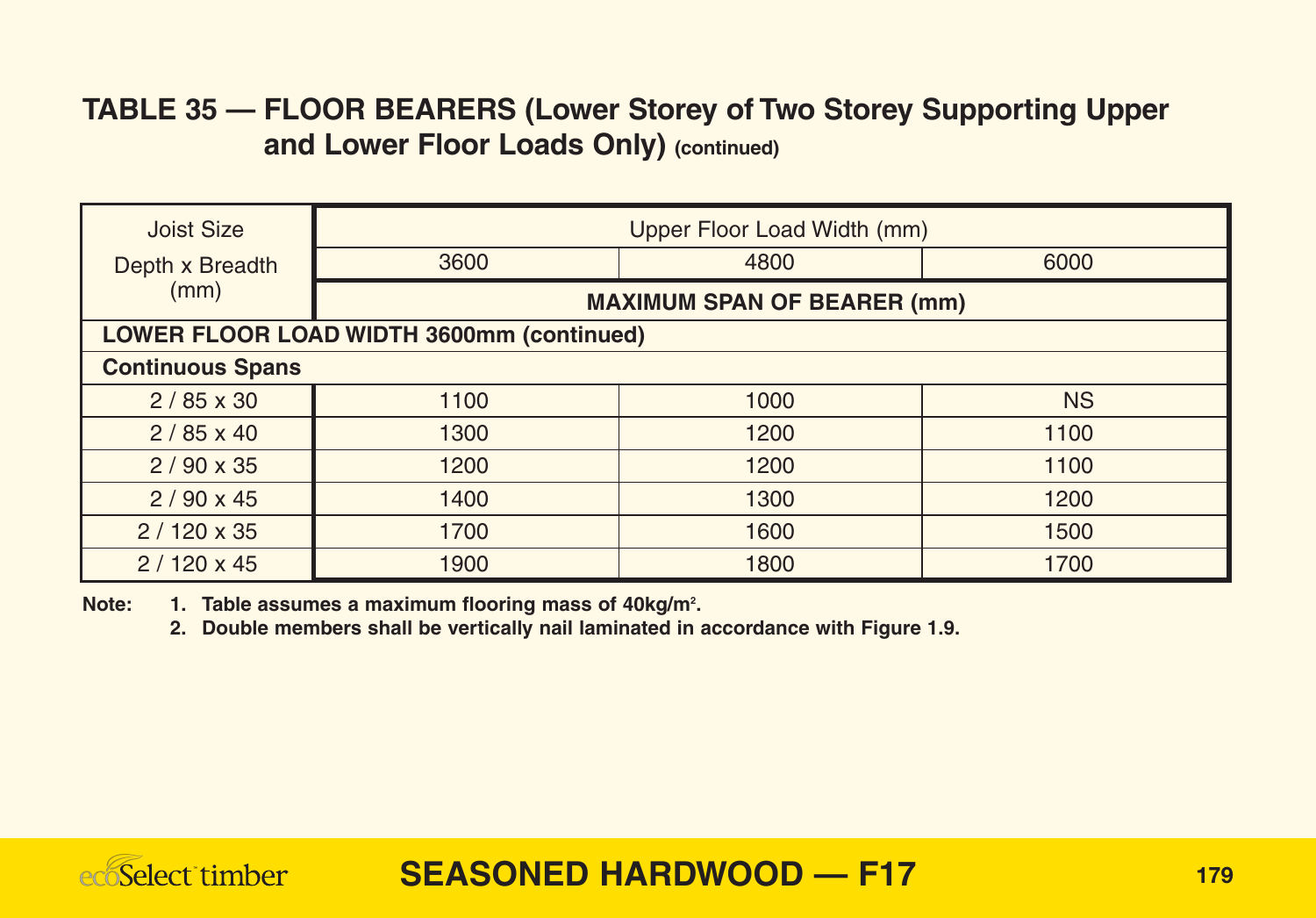## TABLE 35 — FLOOR BEARERS (Lower Storey of Two Storey Supporting Upper and Lower Floor Loads Only) (continued)

| Joist Size Depth x Breadth (mm) | Upper Floor Load Width (mm) | | |
|---|---|---|---|
| | 3600 | 4800 | 6000 |
| | **MAXIMUM SPAN OF BEARER (mm)** | | |
| **LOWER FLOOR LOAD WIDTH 3600mm (continued)** | | | |
| **Continuous Spans** | | | |
| 2 / 85 x 30 | 1100 | 1000 | NS |
| 2 / 85 x 40 | 1300 | 1200 | 1100 |
| 2 / 90 x 35 | 1200 | 1200 | 1100 |
| 2 / 90 x 45 | 1400 | 1300 | 1200 |
| 2 / 120 x 35 | 1700 | 1600 | 1500 |
| 2 / 120 x 45 | 1900 | 1800 | 1700 |

**Note:**
1. **Table assumes a maximum flooring mass of 40kg/m$^2$.**
2. **Double members shall be vertically nail laminated in accordance with Figure 1.9.**

**SEASONED HARDWOOD — F17**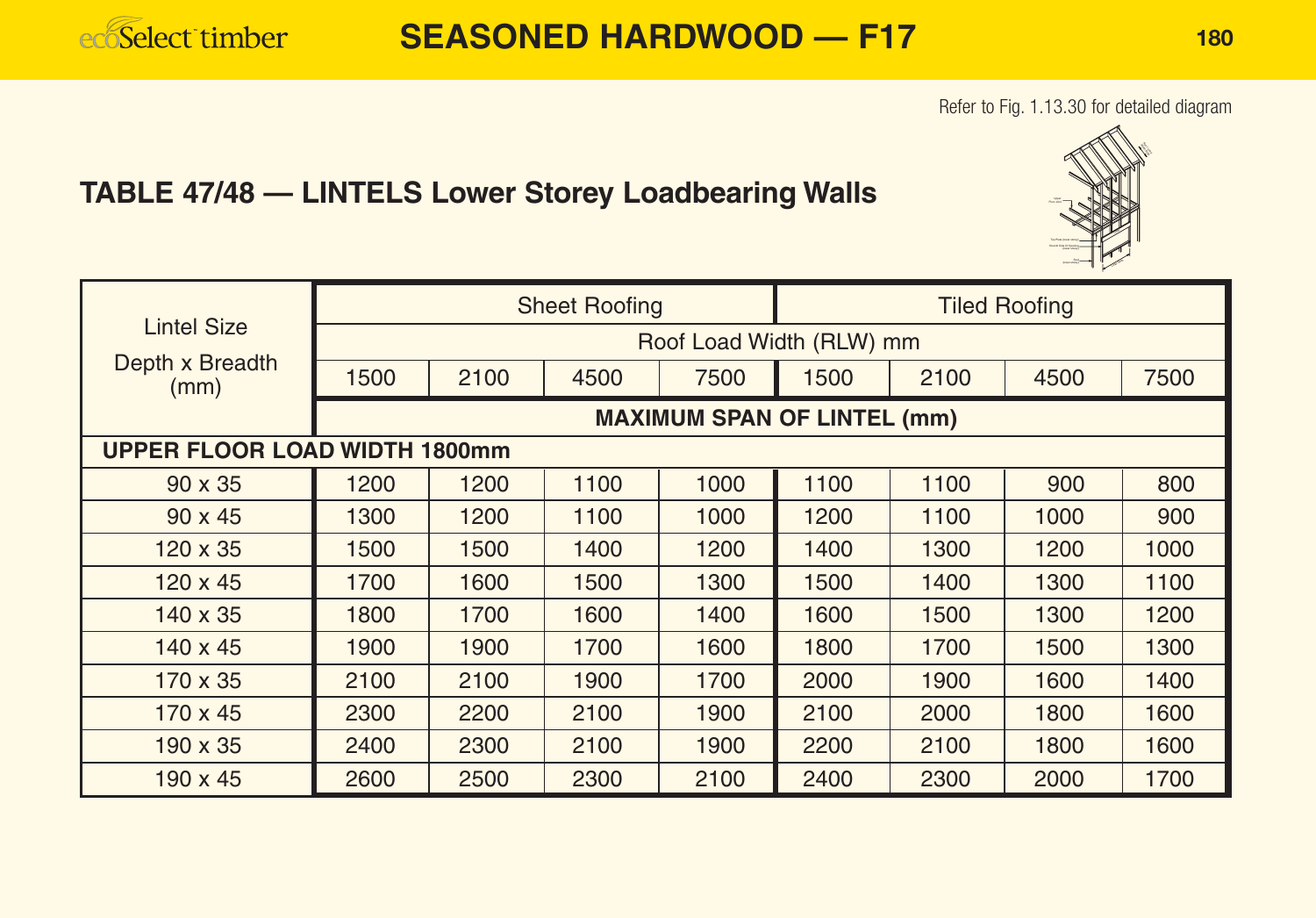Refer to Fig. 1.13.30 for detailed diagram

## TABLE 47/48 — LINTELS Lower Storey Loadbearing Walls

| Lintel Size Depth x Breadth (mm) | Sheet Roofing | | | | Tiled Roofing | | | |
|---|---|---|---|---|---|---|---|---|
| | Roof Load Width (RLW) mm | | | | | | | |
| | 1500 | 2100 | 4500 | 7500 | 1500 | 2100 | 4500 | 7500 |
| | **MAXIMUM SPAN OF LINTEL (mm)** | | | | | | | |
| **UPPER FLOOR LOAD WIDTH 1800mm** | | | | | | | | |
| 90 x 35 | 1200 | 1200 | 1100 | 1000 | 1100 | 1100 | 900 | 800 |
| 90 x 45 | 1300 | 1200 | 1100 | 1000 | 1200 | 1100 | 1000 | 900 |
| 120 x 35 | 1500 | 1500 | 1400 | 1200 | 1400 | 1300 | 1200 | 1000 |
| 120 x 45 | 1700 | 1600 | 1500 | 1300 | 1500 | 1400 | 1300 | 1100 |
| 140 x 35 | 1800 | 1700 | 1600 | 1400 | 1600 | 1500 | 1300 | 1200 |
| 140 x 45 | 1900 | 1900 | 1700 | 1600 | 1800 | 1700 | 1500 | 1300 |
| 170 x 35 | 2100 | 2100 | 1900 | 1700 | 2000 | 1900 | 1600 | 1400 |
| 170 x 45 | 2300 | 2200 | 2100 | 1900 | 2100 | 2000 | 1800 | 1600 |
| 190 x 35 | 2400 | 2300 | 2100 | 1900 | 2200 | 2100 | 1800 | 1600 |
| 190 x 45 | 2600 | 2500 | 2300 | 2100 | 2400 | 2300 | 2000 | 1700 |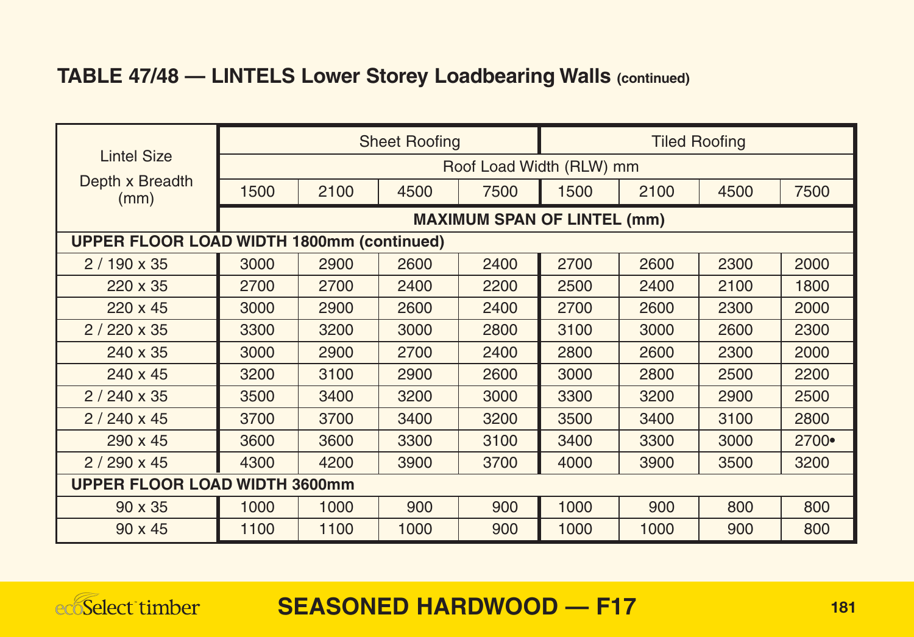## TABLE 47/48 — LINTELS Lower Storey Loadbearing Walls (continued)

| Lintel Size Depth x Breadth (mm) | Sheet Roofing | | | | Tiled Roofing | | | |
|---|---|---|---|---|---|---|---|---|
| | Roof Load Width (RLW) mm | | | | | | | |
| | 1500 | 2100 | 4500 | 7500 | 1500 | 2100 | 4500 | 7500 |
| | MAXIMUM SPAN OF LINTEL (mm) | | | | | | | |
| **UPPER FLOOR LOAD WIDTH 1800mm (continued)** | | | | | | | | |
| 2 / 190 x 35 | 3000 | 2900 | 2600 | 2400 | 2700 | 2600 | 2300 | 2000 |
| 220 x 35 | 2700 | 2700 | 2400 | 2200 | 2500 | 2400 | 2100 | 1800 |
| 220 x 45 | 3000 | 2900 | 2600 | 2400 | 2700 | 2600 | 2300 | 2000 |
| 2 / 220 x 35 | 3300 | 3200 | 3000 | 2800 | 3100 | 3000 | 2600 | 2300 |
| 240 x 35 | 3000 | 2900 | 2700 | 2400 | 2800 | 2600 | 2300 | 2000 |
| 240 x 45 | 3200 | 3100 | 2900 | 2600 | 3000 | 2800 | 2500 | 2200 |
| 2 / 240 x 35 | 3500 | 3400 | 3200 | 3000 | 3300 | 3200 | 2900 | 2500 |
| 2 / 240 x 45 | 3700 | 3700 | 3400 | 3200 | 3500 | 3400 | 3100 | 2800 |
| 290 x 45 | 3600 | 3600 | 3300 | 3100 | 3400 | 3300 | 3000 | 2700• |
| 2 / 290 x 45 | 4300 | 4200 | 3900 | 3700 | 4000 | 3900 | 3500 | 3200 |
| **UPPER FLOOR LOAD WIDTH 3600mm** | | | | | | | | |
| 90 x 35 | 1000 | 1000 | 900 | 900 | 1000 | 900 | 800 | 800 |
| 90 x 45 | 1100 | 1100 | 1000 | 900 | 1000 | 1000 | 900 | 800 |

**SEASONED HARDWOOD — F17**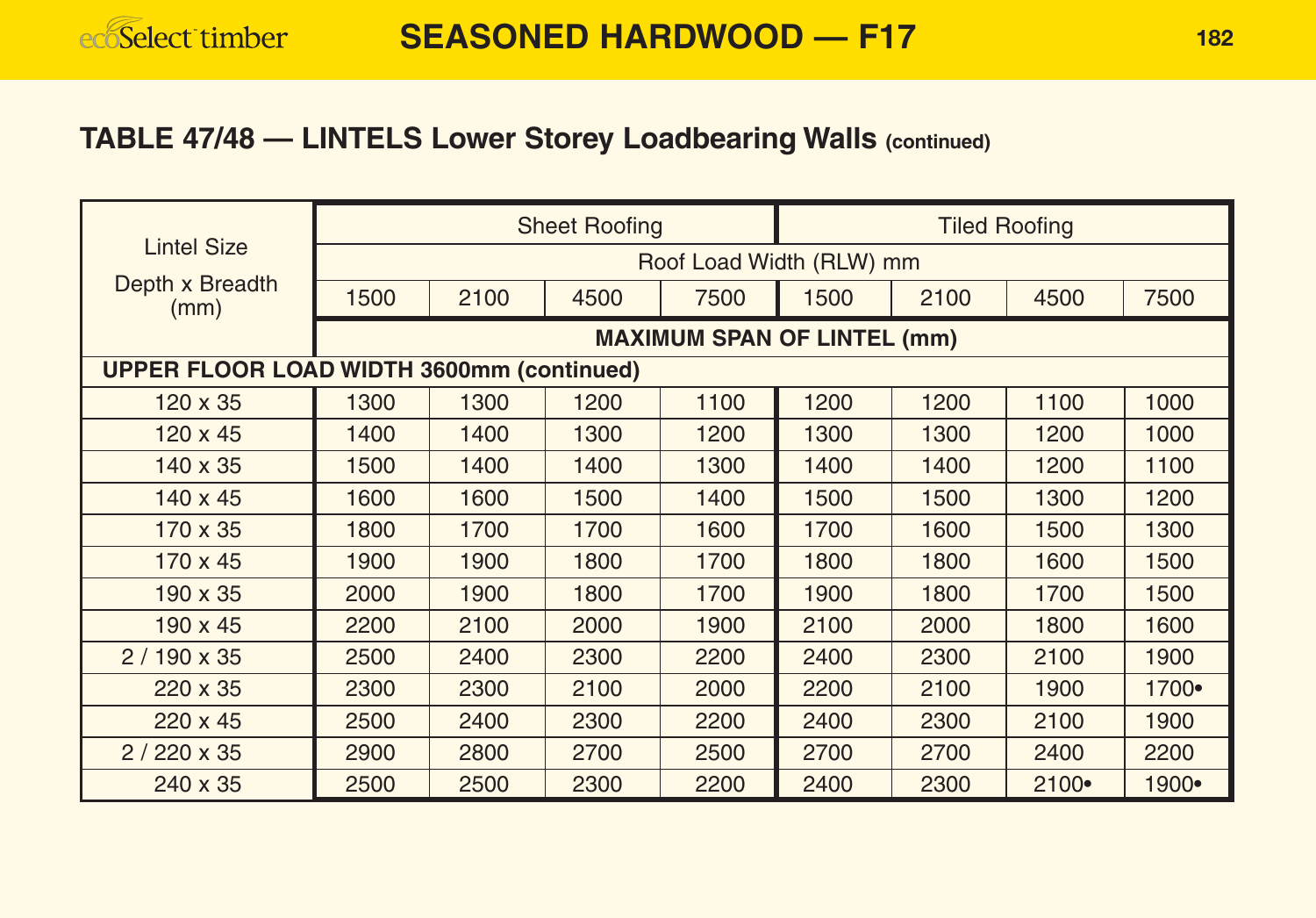## SEASONED HARDWOOD — F17

### TABLE 47/48 — LINTELS Lower Storey Loadbearing Walls (continued)

| Lintel Size Depth x Breadth (mm) | Sheet Roofing | | | | Tiled Roofing | | | |
|---|---|---|---|---|---|---|---|---|
| | Roof Load Width (RLW) mm | | | | | | | |
| | 1500 | 2100 | 4500 | 7500 | 1500 | 2100 | 4500 | 7500 |
| | MAXIMUM SPAN OF LINTEL (mm) | | | | | | | |
| **UPPER FLOOR LOAD WIDTH 3600mm (continued)** | | | | | | | | |
| 120 x 35 | 1300 | 1300 | 1200 | 1100 | 1200 | 1200 | 1100 | 1000 |
| 120 x 45 | 1400 | 1400 | 1300 | 1200 | 1300 | 1300 | 1200 | 1000 |
| 140 x 35 | 1500 | 1400 | 1400 | 1300 | 1400 | 1400 | 1200 | 1100 |
| 140 x 45 | 1600 | 1600 | 1500 | 1400 | 1500 | 1500 | 1300 | 1200 |
| 170 x 35 | 1800 | 1700 | 1700 | 1600 | 1700 | 1600 | 1500 | 1300 |
| 170 x 45 | 1900 | 1900 | 1800 | 1700 | 1800 | 1800 | 1600 | 1500 |
| 190 x 35 | 2000 | 1900 | 1800 | 1700 | 1900 | 1800 | 1700 | 1500 |
| 190 x 45 | 2200 | 2100 | 2000 | 1900 | 2100 | 2000 | 1800 | 1600 |
| 2 / 190 x 35 | 2500 | 2400 | 2300 | 2200 | 2400 | 2300 | 2100 | 1900 |
| 220 x 35 | 2300 | 2300 | 2100 | 2000 | 2200 | 2100 | 1900 | 1700• |
| 220 x 45 | 2500 | 2400 | 2300 | 2200 | 2400 | 2300 | 2100 | 1900 |
| 2 / 220 x 35 | 2900 | 2800 | 2700 | 2500 | 2700 | 2700 | 2400 | 2200 |
| 240 x 35 | 2500 | 2500 | 2300 | 2200 | 2400 | 2300 | 2100• | 1900• |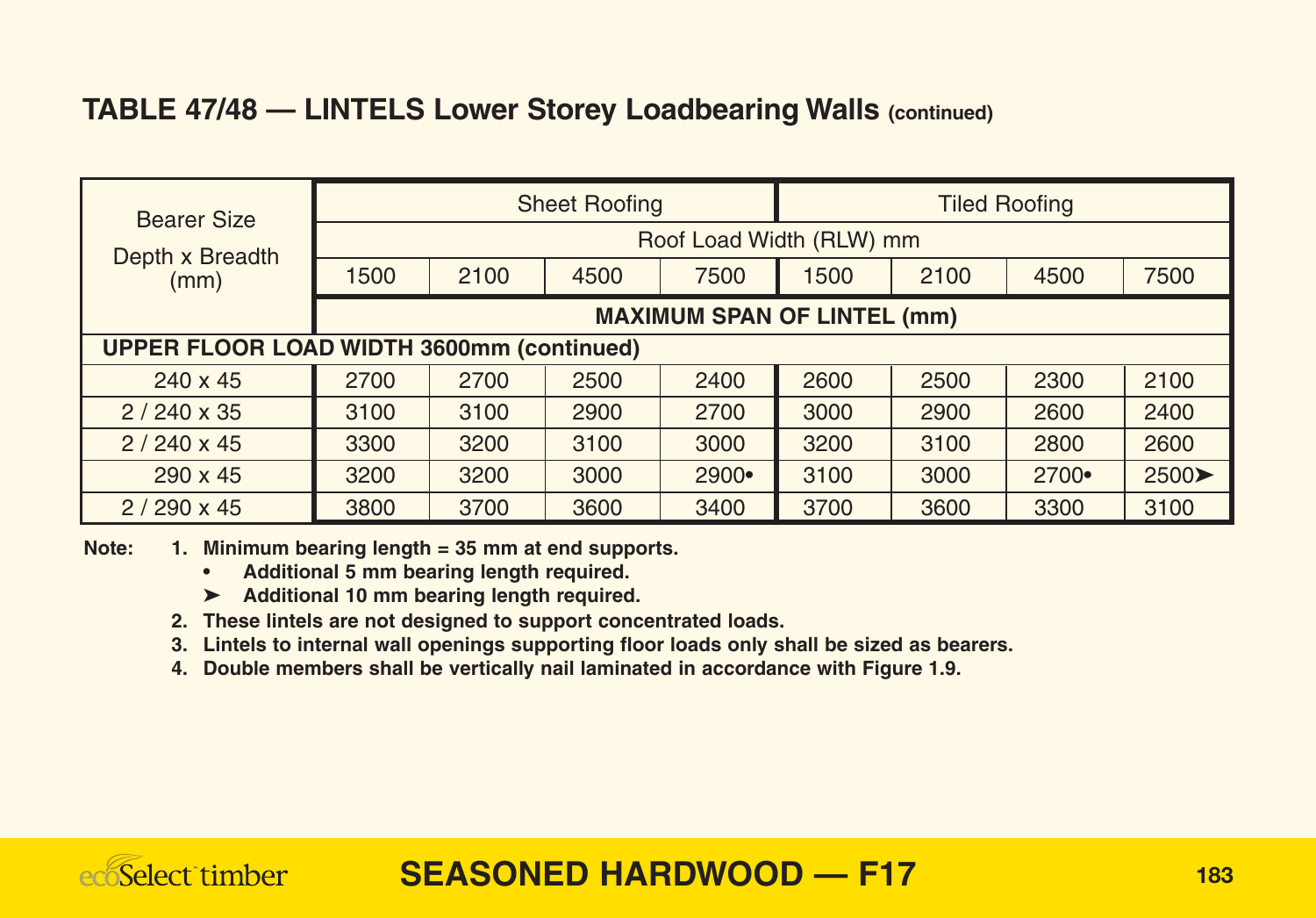## TABLE 47/48 — LINTELS Lower Storey Loadbearing Walls (continued)

| Bearer Size Depth x Breadth (mm) | Sheet Roofing | | | | Tiled Roofing | | | |
|---|---|---|---|---|---|---|---|---|
| | Roof Load Width (RLW) mm | | | | | | | |
| | 1500 | 2100 | 4500 | 7500 | 1500 | 2100 | 4500 | 7500 |
| | MAXIMUM SPAN OF LINTEL (mm) | | | | | | | |
| **UPPER FLOOR LOAD WIDTH 3600mm (continued)** | | | | | | | | |
| 240 x 45 | 2700 | 2700 | 2500 | 2400 | 2600 | 2500 | 2300 | 2100 |
| 2 / 240 x 35 | 3100 | 3100 | 2900 | 2700 | 3000 | 2900 | 2600 | 2400 |
| 2 / 240 x 45 | 3300 | 3200 | 3100 | 3000 | 3200 | 3100 | 2800 | 2600 |
| 290 x 45 | 3200 | 3200 | 3000 | 2900• | 3100 | 3000 | 2700• | 2500➤ |
| 2 / 290 x 45 | 3800 | 3700 | 3600 | 3400 | 3700 | 3600 | 3300 | 3100 |

**Note:**

1. **Minimum bearing length = 35 mm at end supports.**
   - • **Additional 5 mm bearing length required.**
   - ➤ **Additional 10 mm bearing length required.**
2. **These lintels are not designed to support concentrated loads.**
3. **Lintels to internal wall openings supporting floor loads only shall be sized as bearers.**
4. **Double members shall be vertically nail laminated in accordance with Figure 1.9.**

**SEASONED HARDWOOD — F17**